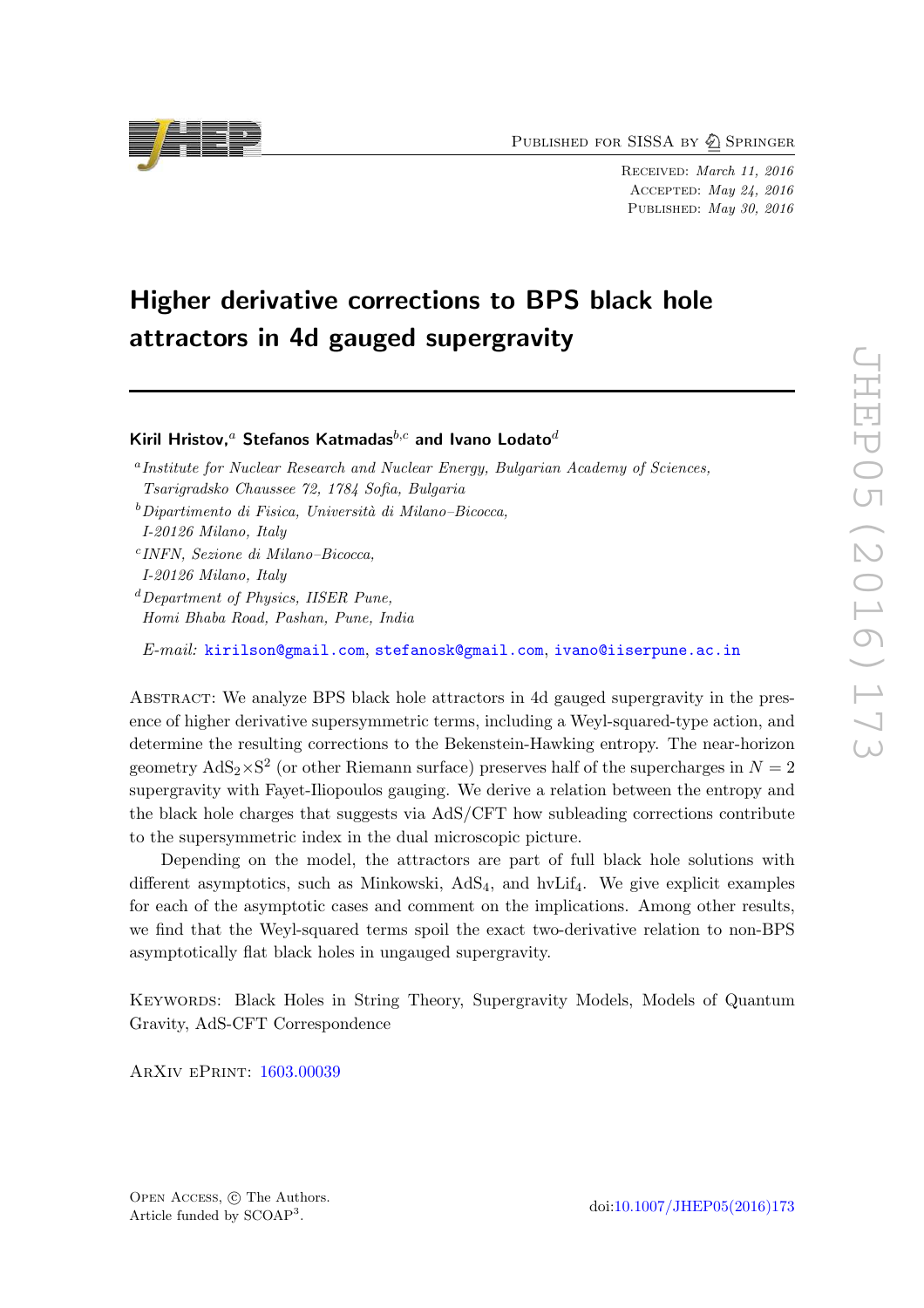# Higher derivative corrections to BPS black hole attractors in 4d gauged supergravity

**Kiril Hristov,**[a] **Stefanos Katmadas**[b,c] **and Ivano Lodato**[d]

[a]*Institute for Nuclear Research and Nuclear Energy, Bulgarian Academy of Sciences, Tsarigradsko Chaussee 72, 1784 Sofia, Bulgaria*

[b]*Dipartimento di Fisica, Università di Milano–Bicocca, I-20126 Milano, Italy*

[c]*INFN, Sezione di Milano–Bicocca, I-20126 Milano, Italy*

[d]*Department of Physics, IISER Pune, Homi Bhaba Road, Pashan, Pune, India*

*E-mail:* kirilson@gmail.com, stefanosk@gmail.com, ivano@iiserpune.ac.in

Abstract: We analyze BPS black hole attractors in 4d gauged supergravity in the presence of higher derivative supersymmetric terms, including a Weyl-squared-type action, and determine the resulting corrections to the Bekenstein-Hawking entropy. The near-horizon geometry $AdS_2 \times S^2$ (or other Riemann surface) preserves half of the supercharges in $N = 2$ supergravity with Fayet-Iliopoulos gauging. We derive a relation between the entropy and the black hole charges that suggests via AdS/CFT how subleading corrections contribute to the supersymmetric index in the dual microscopic picture.

Depending on the model, the attractors are part of full black hole solutions with different asymptotics, such as Minkowski, $AdS_4$, and $hvLif_4$. We give explicit examples for each of the asymptotic cases and comment on the implications. Among other results, we find that the Weyl-squared terms spoil the exact two-derivative relation to non-BPS asymptotically flat black holes in ungauged supergravity.

Keywords: Black Holes in String Theory, Supergravity Models, Models of Quantum Gravity, AdS-CFT Correspondence

ArXiv ePrint: 1603.00039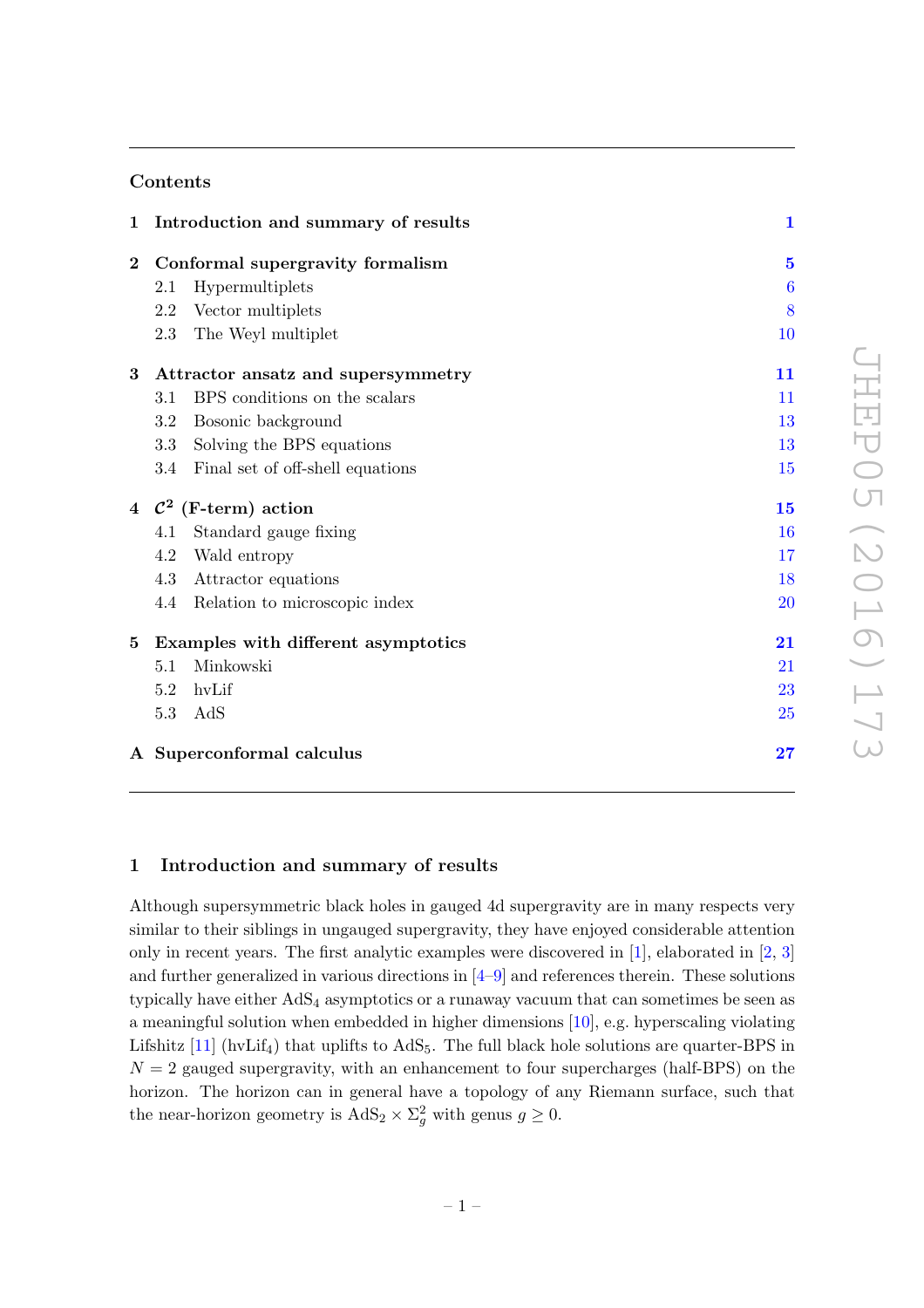## Contents

| | | |
|---|---|---|
| **1** | **Introduction and summary of results** | **1** |
| **2** | **Conformal supergravity formalism** | **5** |
| | 2.1 Hypermultiplets | 6 |
| | 2.2 Vector multiplets | 8 |
| | 2.3 The Weyl multiplet | 10 |
| **3** | **Attractor ansatz and supersymmetry** | **11** |
| | 3.1 BPS conditions on the scalars | 11 |
| | 3.2 Bosonic background | 13 |
| | 3.3 Solving the BPS equations | 13 |
| | 3.4 Final set of off-shell equations | 15 |
| **4** | **$\mathcal{C}^2$ (F-term) action** | **15** |
| | 4.1 Standard gauge fixing | 16 |
| | 4.2 Wald entropy | 17 |
| | 4.3 Attractor equations | 18 |
| | 4.4 Relation to microscopic index | 20 |
| **5** | **Examples with different asymptotics** | **21** |
| | 5.1 Minkowski | 21 |
| | 5.2 hvLif | 23 |
| | 5.3 AdS | 25 |
| **A** | **Superconformal calculus** | **27** |

# 1 Introduction and summary of results

Although supersymmetric black holes in gauged 4d supergravity are in many respects very similar to their siblings in ungauged supergravity, they have enjoyed considerable attention only in recent years. The first analytic examples were discovered in [1], elaborated in [2, 3] and further generalized in various directions in [4–9] and references therein. These solutions typically have either $\text{AdS}_4$ asymptotics or a runaway vacuum that can sometimes be seen as a meaningful solution when embedded in higher dimensions [10], e.g. hyperscaling violating Lifshitz [11] ($\text{hvLif}_4$) that uplifts to $\text{AdS}_5$. The full black hole solutions are quarter-BPS in $N = 2$ gauged supergravity, with an enhancement to four supercharges (half-BPS) on the horizon. The horizon can in general have a topology of any Riemann surface, such that the near-horizon geometry is $\text{AdS}_2 \times \Sigma_g^2$ with genus $g \geq 0$.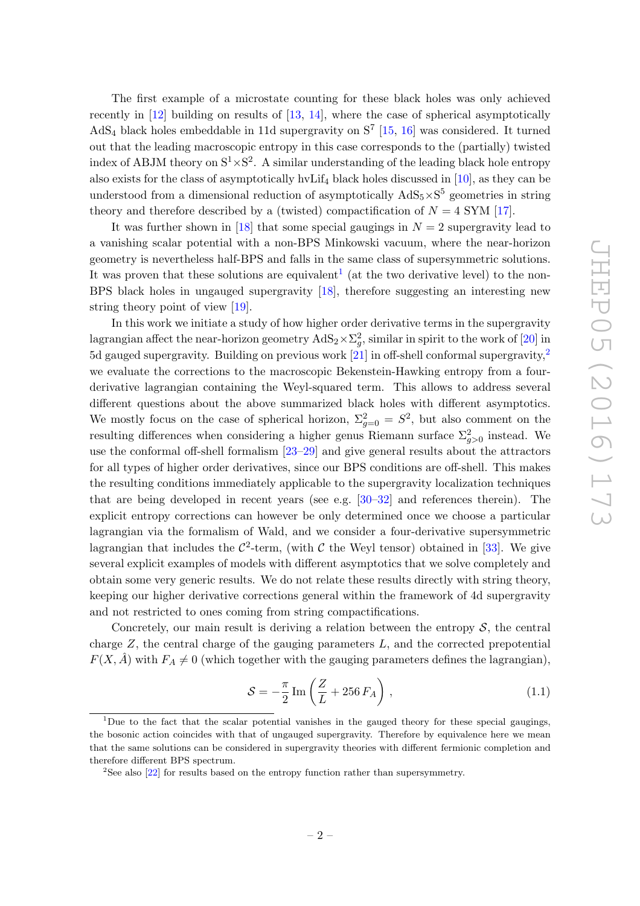The first example of a microstate counting for these black holes was only achieved recently in [12] building on results of [13, 14], where the case of spherical asymptotically $\mathrm{AdS}_4$ black holes embeddable in 11d supergravity on $\mathrm{S}^7$ [15, 16] was considered. It turned out that the leading macroscopic entropy in this case corresponds to the (partially) twisted index of ABJM theory on $\mathrm{S}^1\times\mathrm{S}^2$. A similar understanding of the leading black hole entropy also exists for the class of asymptotically $\mathrm{hvLif}_4$ black holes discussed in [10], as they can be understood from a dimensional reduction of asymptotically $\mathrm{AdS}_5\times\mathrm{S}^5$ geometries in string theory and therefore described by a (twisted) compactification of $N = 4$ SYM [17].

It was further shown in [18] that some special gaugings in $N = 2$ supergravity lead to a vanishing scalar potential with a non-BPS Minkowski vacuum, where the near-horizon geometry is nevertheless half-BPS and falls in the same class of supersymmetric solutions. It was proven that these solutions are equivalent[1] (at the two derivative level) to the non-BPS black holes in ungauged supergravity [18], therefore suggesting an interesting new string theory point of view [19].

In this work we initiate a study of how higher order derivative terms in the supergravity lagrangian affect the near-horizon geometry $\mathrm{AdS}_2\times\Sigma^2_g$, similar in spirit to the work of [20] in 5d gauged supergravity. Building on previous work [21] in off-shell conformal supergravity,[2] we evaluate the corrections to the macroscopic Bekenstein-Hawking entropy from a four-derivative lagrangian containing the Weyl-squared term. This allows to address several different questions about the above summarized black holes with different asymptotics. We mostly focus on the case of spherical horizon, $\Sigma^2_{g=0} = S^2$, but also comment on the resulting differences when considering a higher genus Riemann surface $\Sigma^2_{g>0}$ instead. We use the conformal off-shell formalism [23–29] and give general results about the attractors for all types of higher order derivatives, since our BPS conditions are off-shell. This makes the resulting conditions immediately applicable to the supergravity localization techniques that are being developed in recent years (see e.g. [30–32] and references therein). The explicit entropy corrections can however be only determined once we choose a particular lagrangian via the formalism of Wald, and we consider a four-derivative supersymmetric lagrangian that includes the $\mathcal{C}^2$-term, (with $\mathcal{C}$ the Weyl tensor) obtained in [33]. We give several explicit examples of models with different asymptotics that we solve completely and obtain some very generic results. We do not relate these results directly with string theory, keeping our higher derivative corrections general within the framework of 4d supergravity and not restricted to ones coming from string compactifications.

Concretely, our main result is deriving a relation between the entropy $\mathcal{S}$, the central charge $Z$, the central charge of the gauging parameters $L$, and the corrected prepotential $F(X,\hat{A})$ with $F_A \neq 0$ (which together with the gauging parameters defines the lagrangian),

$$\mathcal{S} = -\frac{\pi}{2}\,\mathrm{Im}\left(\frac{Z}{L} + 256\,F_A\right), \tag{1.1}$$

---

[1] Due to the fact that the scalar potential vanishes in the gauged theory for these special gaugings, the bosonic action coincides with that of ungauged supergravity. Therefore by equivalence here we mean that the same solutions can be considered in supergravity theories with different fermionic completion and therefore different BPS spectrum.

[2] See also [22] for results based on the entropy function rather than supersymmetry.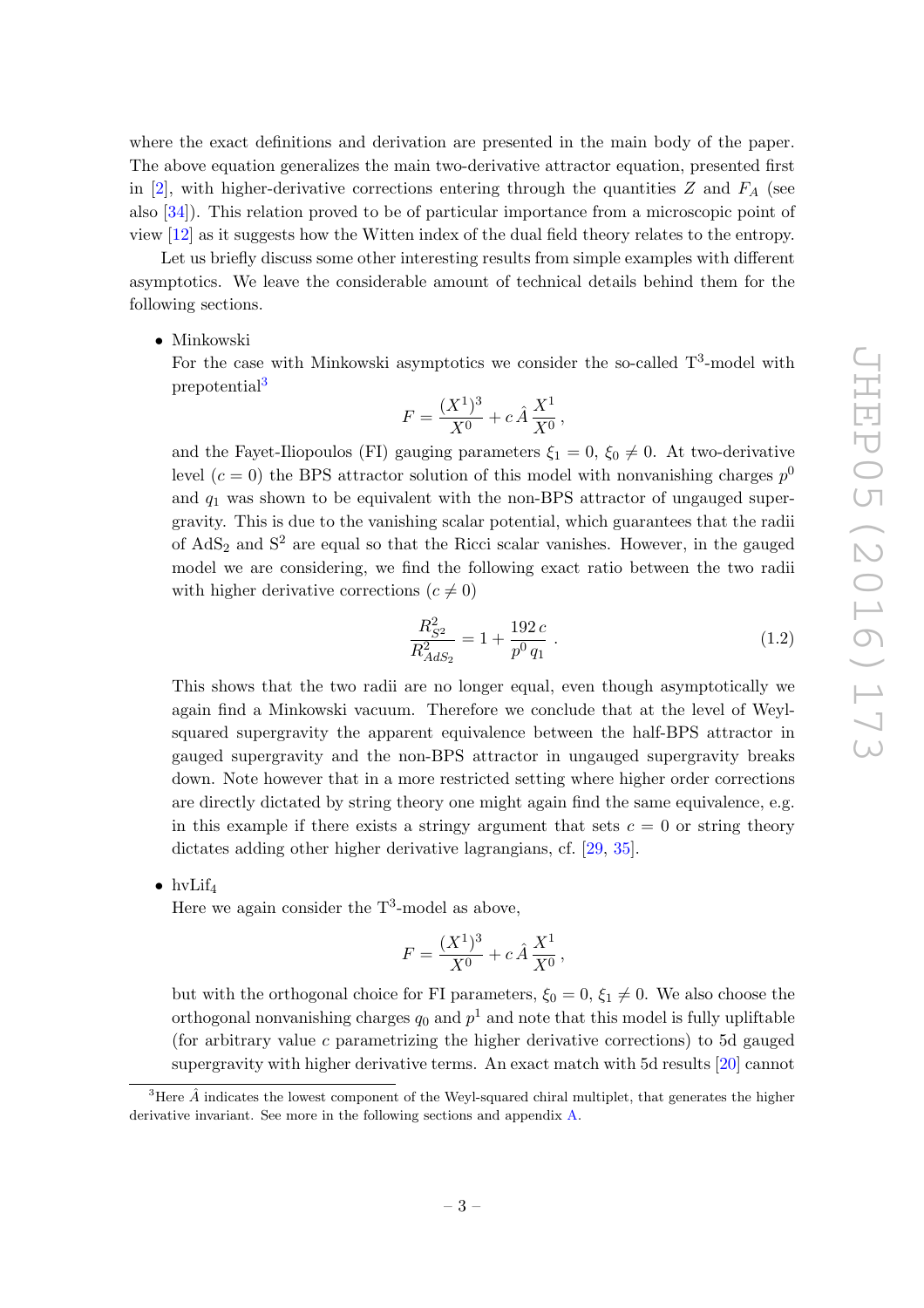where the exact definitions and derivation are presented in the main body of the paper. The above equation generalizes the main two-derivative attractor equation, presented first in [2], with higher-derivative corrections entering through the quantities $Z$ and $F_A$ (see also [34]). This relation proved to be of particular importance from a microscopic point of view [12] as it suggests how the Witten index of the dual field theory relates to the entropy.

Let us briefly discuss some other interesting results from simple examples with different asymptotics. We leave the considerable amount of technical details behind them for the following sections.

- Minkowski
  For the case with Minkowski asymptotics we consider the so-called $\mathrm{T}^3$-model with prepotential[3]
  $$F = \frac{(X^1)^3}{X^0} + c\,\hat{A}\,\frac{X^1}{X^0}\,,$$
  and the Fayet-Iliopoulos (FI) gauging parameters $\xi_1 = 0$, $\xi_0 \neq 0$. At two-derivative level ($c = 0$) the BPS attractor solution of this model with nonvanishing charges $p^0$ and $q_1$ was shown to be equivalent with the non-BPS attractor of ungauged supergravity. This is due to the vanishing scalar potential, which guarantees that the radii of $\mathrm{AdS}_2$ and $\mathrm{S}^2$ are equal so that the Ricci scalar vanishes. However, in the gauged model we are considering, we find the following exact ratio between the two radii with higher derivative corrections ($c \neq 0$)
  $$\frac{R^2_{S^2}}{R^2_{AdS_2}} = 1 + \frac{192\,c}{p^0\,q_1}\,. \tag{1.2}$$
  This shows that the two radii are no longer equal, even though asymptotically we again find a Minkowski vacuum. Therefore we conclude that at the level of Weyl-squared supergravity the apparent equivalence between the half-BPS attractor in gauged supergravity and the non-BPS attractor in ungauged supergravity breaks down. Note however that in a more restricted setting where higher order corrections are directly dictated by string theory one might again find the same equivalence, e.g. in this example if there exists a stringy argument that sets $c = 0$ or string theory dictates adding other higher derivative lagrangians, cf. [29, 35].

- $\mathrm{hvLif}_4$
  Here we again consider the $\mathrm{T}^3$-model as above,
  $$F = \frac{(X^1)^3}{X^0} + c\,\hat{A}\,\frac{X^1}{X^0}\,,$$
  but with the orthogonal choice for FI parameters, $\xi_0 = 0$, $\xi_1 \neq 0$. We also choose the orthogonal nonvanishing charges $q_0$ and $p^1$ and note that this model is fully upliftable (for arbitrary value $c$ parametrizing the higher derivative corrections) to 5d gauged supergravity with higher derivative terms. An exact match with 5d results [20] cannot

[3] Here $\hat{A}$ indicates the lowest component of the Weyl-squared chiral multiplet, that generates the higher derivative invariant. See more in the following sections and appendix A.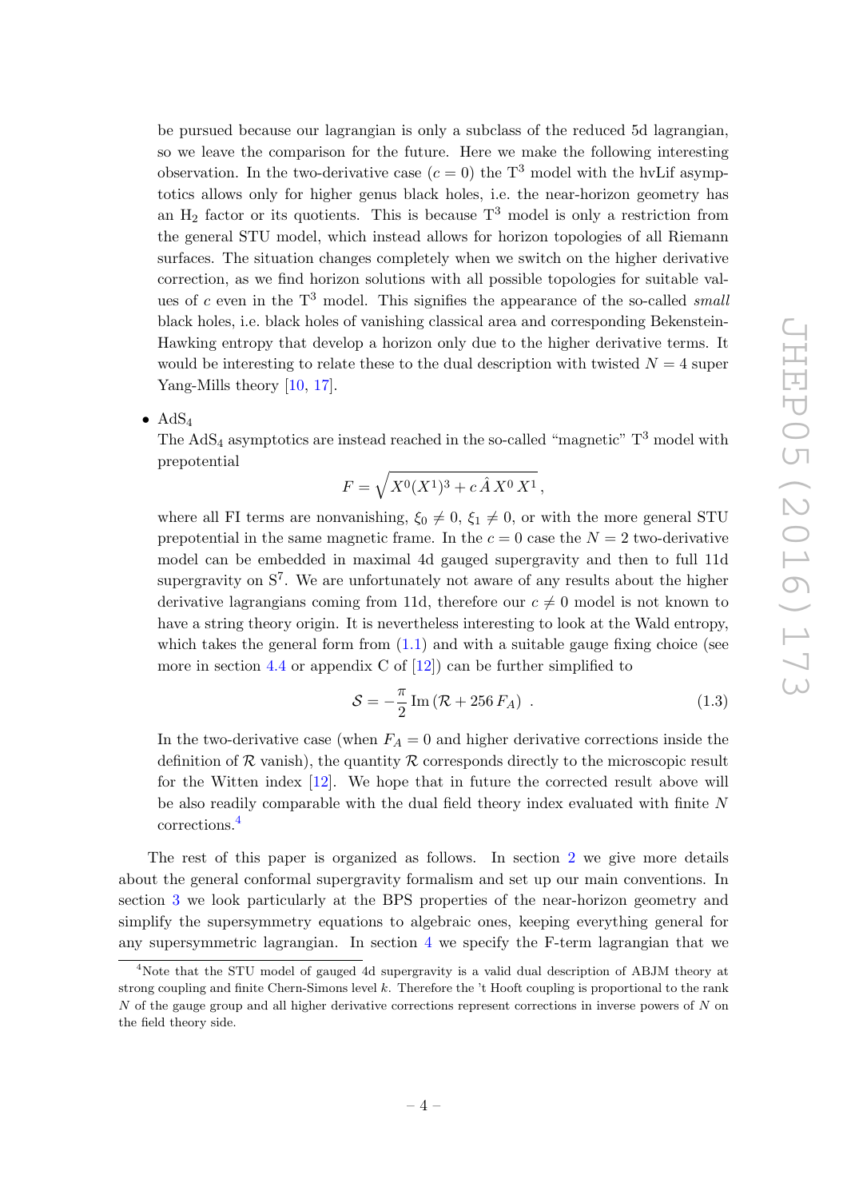be pursued because our lagrangian is only a subclass of the reduced 5d lagrangian, so we leave the comparison for the future. Here we make the following interesting observation. In the two-derivative case ($c = 0$) the $\mathrm{T}^3$ model with the hvLif asymptotics allows only for higher genus black holes, i.e. the near-horizon geometry has an $\mathrm{H}_2$ factor or its quotients. This is because $\mathrm{T}^3$ model is only a restriction from the general STU model, which instead allows for horizon topologies of all Riemann surfaces. The situation changes completely when we switch on the higher derivative correction, as we find horizon solutions with all possible topologies for suitable values of $c$ even in the $\mathrm{T}^3$ model. This signifies the appearance of the so-called *small* black holes, i.e. black holes of vanishing classical area and corresponding Bekenstein-Hawking entropy that develop a horizon only due to the higher derivative terms. It would be interesting to relate these to the dual description with twisted $N = 4$ super Yang-Mills theory [10, 17].

- $\mathrm{AdS}_4$
  The $\mathrm{AdS}_4$ asymptotics are instead reached in the so-called "magnetic" $\mathrm{T}^3$ model with prepotential

$$F = \sqrt{X^0 (X^1)^3 + c \hat{A} X^0 X^1} \, ,$$

  where all FI terms are nonvanishing, $\xi_0 \neq 0$, $\xi_1 \neq 0$, or with the more general STU prepotential in the same magnetic frame. In the $c = 0$ case the $N = 2$ two-derivative model can be embedded in maximal 4d gauged supergravity and then to full 11d supergravity on $\mathrm{S}^7$. We are unfortunately not aware of any results about the higher derivative lagrangians coming from 11d, therefore our $c \neq 0$ model is not known to have a string theory origin. It is nevertheless interesting to look at the Wald entropy, which takes the general form from (1.1) and with a suitable gauge fixing choice (see more in section 4.4 or appendix C of [12]) can be further simplified to

$$\mathcal{S} = -\frac{\pi}{2} \, \mathrm{Im} \left( \mathcal{R} + 256 \, F_A \right) \, . \tag{1.3}$$

  In the two-derivative case (when $F_A = 0$ and higher derivative corrections inside the definition of $\mathcal{R}$ vanish), the quantity $\mathcal{R}$ corresponds directly to the microscopic result for the Witten index [12]. We hope that in future the corrected result above will be also readily comparable with the dual field theory index evaluated with finite $N$ corrections.[4]

The rest of this paper is organized as follows. In section 2 we give more details about the general conformal supergravity formalism and set up our main conventions. In section 3 we look particularly at the BPS properties of the near-horizon geometry and simplify the supersymmetry equations to algebraic ones, keeping everything general for any supersymmetric lagrangian. In section 4 we specify the F-term lagrangian that we

[4] Note that the STU model of gauged 4d supergravity is a valid dual description of ABJM theory at strong coupling and finite Chern-Simons level $k$. Therefore the 't Hooft coupling is proportional to the rank $N$ of the gauge group and all higher derivative corrections represent corrections in inverse powers of $N$ on the field theory side.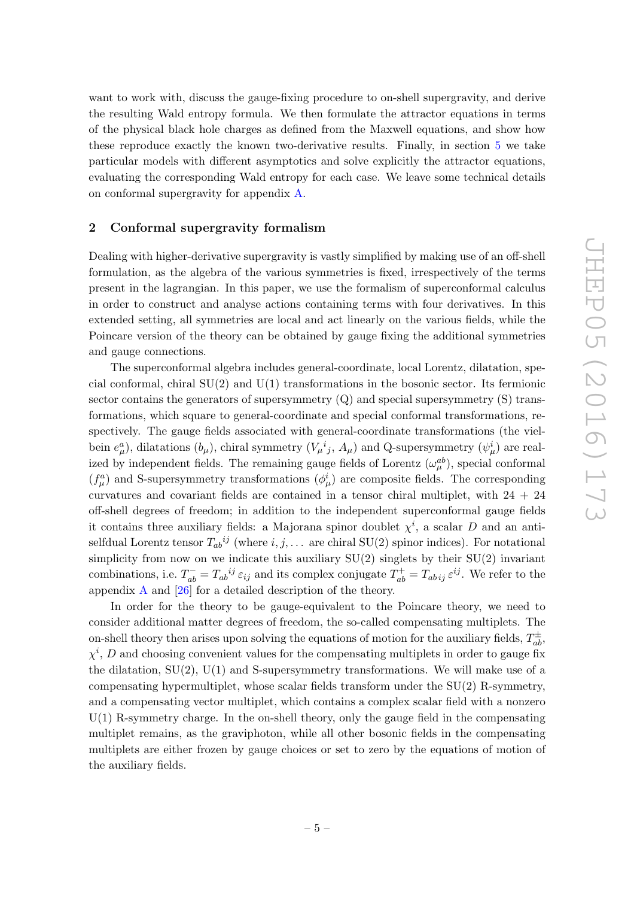want to work with, discuss the gauge-fixing procedure to on-shell supergravity, and derive the resulting Wald entropy formula. We then formulate the attractor equations in terms of the physical black hole charges as defined from the Maxwell equations, and show how these reproduce exactly the known two-derivative results. Finally, in section 5 we take particular models with different asymptotics and solve explicitly the attractor equations, evaluating the corresponding Wald entropy for each case. We leave some technical details on conformal supergravity for appendix A.

## 2 Conformal supergravity formalism

Dealing with higher-derivative supergravity is vastly simplified by making use of an off-shell formulation, as the algebra of the various symmetries is fixed, irrespectively of the terms present in the lagrangian. In this paper, we use the formalism of superconformal calculus in order to construct and analyse actions containing terms with four derivatives. In this extended setting, all symmetries are local and act linearly on the various fields, while the Poincare version of the theory can be obtained by gauge fixing the additional symmetries and gauge connections.

The superconformal algebra includes general-coordinate, local Lorentz, dilatation, special conformal, chiral SU(2) and U(1) transformations in the bosonic sector. Its fermionic sector contains the generators of supersymmetry (Q) and special supersymmetry (S) transformations, which square to general-coordinate and special conformal transformations, respectively. The gauge fields associated with general-coordinate transformations (the vielbein $e_\mu^a$), dilatations ($b_\mu$), chiral symmetry (${V_\mu}^i{}_j$, $A_\mu$) and Q-supersymmetry ($\psi_\mu^i$) are realized by independent fields. The remaining gauge fields of Lorentz ($\omega_\mu^{ab}$), special conformal ($f_\mu^a$) and S-supersymmetry transformations ($\phi_\mu^i$) are composite fields. The corresponding curvatures and covariant fields are contained in a tensor chiral multiplet, with 24 + 24 off-shell degrees of freedom; in addition to the independent superconformal gauge fields it contains three auxiliary fields: a Majorana spinor doublet $\chi^i$, a scalar $D$ and an anti-selfdual Lorentz tensor ${T_{ab}}^{ij}$ (where $i, j, \ldots$ are chiral SU(2) spinor indices). For notational simplicity from now on we indicate this auxiliary SU(2) singlets by their SU(2) invariant combinations, i.e. $T_{ab}^- = {T_{ab}}^{ij}\,\varepsilon_{ij}$ and its complex conjugate $T_{ab}^+ = T_{ab\,ij}\,\varepsilon^{ij}$. We refer to the appendix A and [26] for a detailed description of the theory.

In order for the theory to be gauge-equivalent to the Poincare theory, we need to consider additional matter degrees of freedom, the so-called compensating multiplets. The on-shell theory then arises upon solving the equations of motion for the auxiliary fields, $T_{ab}^\pm$, $\chi^i$, $D$ and choosing convenient values for the compensating multiplets in order to gauge fix the dilatation, SU(2), U(1) and S-supersymmetry transformations. We will make use of a compensating hypermultiplet, whose scalar fields transform under the SU(2) R-symmetry, and a compensating vector multiplet, which contains a complex scalar field with a nonzero U(1) R-symmetry charge. In the on-shell theory, only the gauge field in the compensating multiplet remains, as the graviphoton, while all other bosonic fields in the compensating multiplets are either frozen by gauge choices or set to zero by the equations of motion of the auxiliary fields.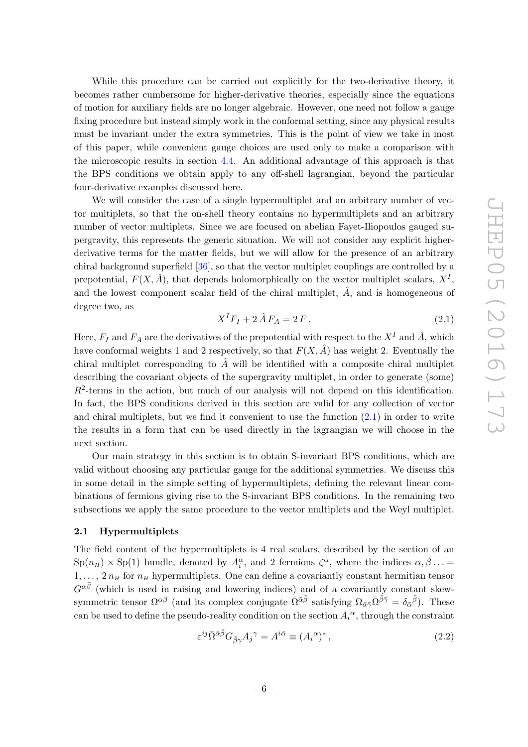While this procedure can be carried out explicitly for the two-derivative theory, it becomes rather cumbersome for higher-derivative theories, especially since the equations of motion for auxiliary fields are no longer algebraic. However, one need not follow a gauge fixing procedure but instead simply work in the conformal setting, since any physical results must be invariant under the extra symmetries. This is the point of view we take in most of this paper, while convenient gauge choices are used only to make a comparison with the microscopic results in section 4.4. An additional advantage of this approach is that the BPS conditions we obtain apply to any off-shell lagrangian, beyond the particular four-derivative examples discussed here.

We will consider the case of a single hypermultiplet and an arbitrary number of vector multiplets, so that the on-shell theory contains no hypermultiplets and an arbitrary number of vector multiplets. Since we are focused on abelian Fayet-Iliopoulos gauged supergravity, this represents the generic situation. We will not consider any explicit higher-derivative terms for the matter fields, but we will allow for the presence of an arbitrary chiral background superfield [36], so that the vector multiplet couplings are controlled by a prepotential, $F(X, \hat{A})$, that depends holomorphically on the vector multiplet scalars, $X^I$, and the lowest component scalar field of the chiral multiplet, $\hat{A}$, and is homogeneous of degree two, as

$$X^I F_I + 2\,\hat{A}\,F_A = 2\,F\,. \tag{2.1}$$

Here, $F_I$ and $F_A$ are the derivatives of the prepotential with respect to the $X^I$ and $\hat{A}$, which have conformal weights 1 and 2 respectively, so that $F(X, \hat{A})$ has weight 2. Eventually the chiral multiplet corresponding to $\hat{A}$ will be identified with a composite chiral multiplet describing the covariant objects of the supergravity multiplet, in order to generate (some) $R^2$-terms in the action, but much of our analysis will not depend on this identification. In fact, the BPS conditions derived in this section are valid for any collection of vector and chiral multiplets, but we find it convenient to use the function (2.1) in order to write the results in a form that can be used directly in the lagrangian we will choose in the next section.

Our main strategy in this section is to obtain S-invariant BPS conditions, which are valid without choosing any particular gauge for the additional symmetries. We discuss this in some detail in the simple setting of hypermultiplets, defining the relevant linear combinations of fermions giving rise to the S-invariant BPS conditions. In the remaining two subsections we apply the same procedure to the vector multiplets and the Weyl multiplet.

### 2.1 Hypermultiplets

The field content of the hypermultiplets is 4 real scalars, described by the section of an $\mathrm{Sp}(n_H) \times \mathrm{Sp}(1)$ bundle, denoted by $A_i^\alpha$, and 2 fermions $\zeta^\alpha$, where the indices $\alpha, \beta \ldots = 1, \ldots, 2\,n_H$ for $n_H$ hypermultiplets. One can define a covariantly constant hermitian tensor $G^{\alpha\bar{\beta}}$ (which is used in raising and lowering indices) and of a covariantly constant skew-symmetric tensor $\Omega^{\alpha\beta}$ (and its complex conjugate $\bar{\Omega}^{\bar{\alpha}\bar{\beta}}$ satisfying $\Omega_{\bar{\alpha}\bar{\gamma}}\bar{\Omega}^{\bar{\beta}\bar{\gamma}} = \delta_{\bar{\alpha}}{}^{\bar{\beta}}$). These can be used to define the pseudo-reality condition on the section $A_i{}^\alpha$, through the constraint

$$\varepsilon^{ij}\bar{\Omega}^{\bar{\alpha}\bar{\beta}}G_{\bar{\beta}\gamma}A_j{}^\gamma = A^{i\bar{\alpha}} \equiv (A_i{}^\alpha)^*\,, \tag{2.2}$$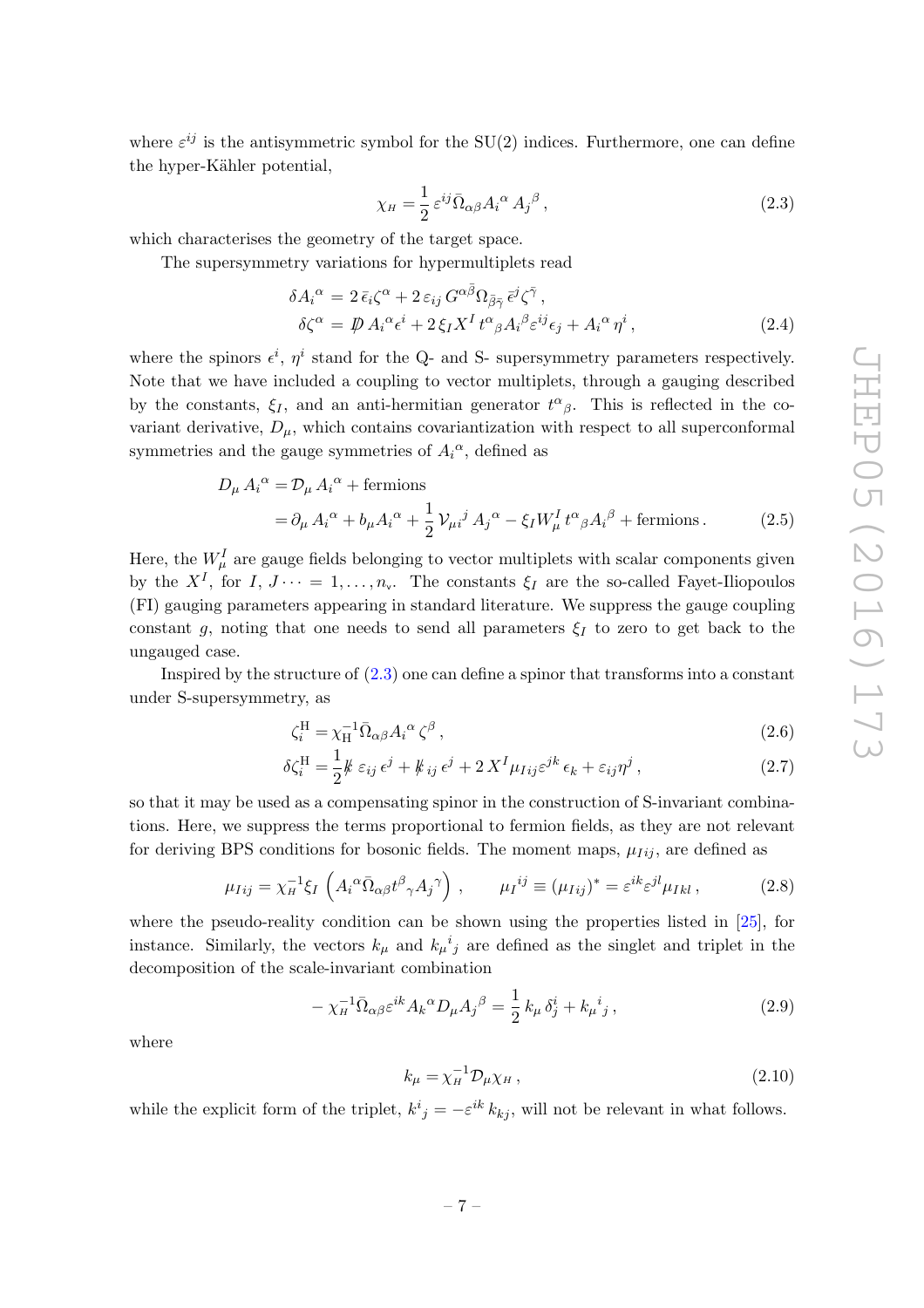where $\varepsilon^{ij}$ is the antisymmetric symbol for the SU(2) indices. Furthermore, one can define the hyper-Kähler potential,

$$\chi_H = \frac{1}{2}\,\varepsilon^{ij}\bar{\Omega}_{\alpha\beta}A_i{}^{\alpha}\,A_j{}^{\beta}\,, \tag{2.3}$$

which characterises the geometry of the target space.

The supersymmetry variations for hypermultiplets read

$$\begin{aligned}
\delta A_i{}^{\alpha} &= 2\,\bar{\epsilon}_i\zeta^{\alpha} + 2\,\varepsilon_{ij}\,G^{\alpha\bar{\beta}}\Omega_{\bar{\beta}\bar{\gamma}}\,\bar{\epsilon}^j\zeta^{\bar{\gamma}}\,,\\
\delta\zeta^{\alpha} &= \not{D}\,A_i{}^{\alpha}\epsilon^i + 2\,\xi_I X^I\,t^{\alpha}{}_{\beta}A_i{}^{\beta}\varepsilon^{ij}\epsilon_j + A_i{}^{\alpha}\,\eta^i\,,
\end{aligned} \tag{2.4}$$

where the spinors $\epsilon^i$, $\eta^i$ stand for the Q- and S- supersymmetry parameters respectively. Note that we have included a coupling to vector multiplets, through a gauging described by the constants, $\xi_I$, and an anti-hermitian generator $t^{\alpha}{}_{\beta}$. This is reflected in the covariant derivative, $D_\mu$, which contains covariantization with respect to all superconformal symmetries and the gauge symmetries of $A_i{}^{\alpha}$, defined as

$$\begin{aligned}
D_\mu\,A_i{}^{\alpha} &= \mathcal{D}_\mu\,A_i{}^{\alpha} + \text{fermions}\\
&= \partial_\mu\,A_i{}^{\alpha} + b_\mu A_i{}^{\alpha} + \frac{1}{2}\,\mathcal{V}_{\mu i}{}^{j}\,A_j{}^{\alpha} - \xi_I W_\mu^I\,t^{\alpha}{}_{\beta}A_i{}^{\beta} + \text{fermions}\,.
\end{aligned} \tag{2.5}$$

Here, the $W_\mu^I$ are gauge fields belonging to vector multiplets with scalar components given by the $X^I$, for $I, J\dots = 1,\dots,n_{\rm v}$. The constants $\xi_I$ are the so-called Fayet-Iliopoulos (FI) gauging parameters appearing in standard literature. We suppress the gauge coupling constant $g$, noting that one needs to send all parameters $\xi_I$ to zero to get back to the ungauged case.

Inspired by the structure of (2.3) one can define a spinor that transforms into a constant under S-supersymmetry, as

$$\zeta_i^{\rm H} = \chi_{\rm H}^{-1}\bar{\Omega}_{\alpha\beta}A_i{}^{\alpha}\,\zeta^{\beta}\,, \tag{2.6}$$

$$\delta\zeta_i^{\rm H} = \frac{1}{2}\not{k}\,\varepsilon_{ij}\,\epsilon^j + \not{k}_{ij}\,\epsilon^j + 2\,X^I\mu_{Iij}\varepsilon^{jk}\,\epsilon_k + \varepsilon_{ij}\eta^j\,, \tag{2.7}$$

so that it may be used as a compensating spinor in the construction of S-invariant combinations. Here, we suppress the terms proportional to fermion fields, as they are not relevant for deriving BPS conditions for bosonic fields. The moment maps, $\mu_{Iij}$, are defined as

$$\mu_{Iij} = \chi_H^{-1}\xi_I\,\left(A_i{}^{\alpha}\bar{\Omega}_{\alpha\beta}t^{\beta}{}_{\gamma}A_j{}^{\gamma}\right)\,,\qquad \mu_I{}^{ij} \equiv (\mu_{Iij})^* = \varepsilon^{ik}\varepsilon^{jl}\mu_{Ikl}\,, \tag{2.8}$$

where the pseudo-reality condition can be shown using the properties listed in [25], for instance. Similarly, the vectors $k_\mu$ and $k_\mu{}^i{}_j$ are defined as the singlet and triplet in the decomposition of the scale-invariant combination

$$-\,\chi_H^{-1}\bar{\Omega}_{\alpha\beta}\varepsilon^{ik}A_k{}^{\alpha}D_\mu A_j{}^{\beta} = \frac{1}{2}\,k_\mu\,\delta^i_j + k_\mu{}^i{}_j\,, \tag{2.9}$$

where

$$k_\mu = \chi_H^{-1}\mathcal{D}_\mu\chi_H\,, \tag{2.10}$$

while the explicit form of the triplet, $k^i{}_j = -\varepsilon^{ik}\,k_{kj}$, will not be relevant in what follows.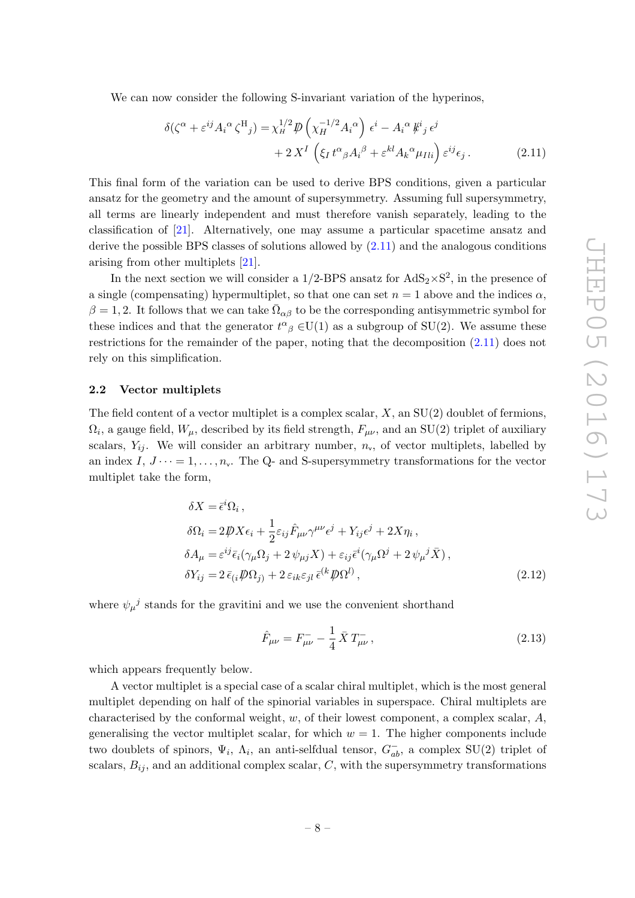We can now consider the following S-invariant variation of the hyperinos,

$$
\begin{aligned}
\delta(\zeta^\alpha + \varepsilon^{ij} A_i{}^\alpha \zeta^{\rm H}{}_j) = &\, \chi_H^{1/2} \not{D} \left( \chi_H^{-1/2} A_i{}^\alpha \right) \epsilon^i - A_i{}^\alpha \not{k}^i{}_j \, \epsilon^j \\
&+ 2\, X^I \left( \xi_I \, t^\alpha{}_\beta A_i{}^\beta + \varepsilon^{kl} A_k{}^\alpha \mu_{Ili} \right) \varepsilon^{ij} \epsilon_j \,.
\end{aligned} \tag{2.11}
$$

This final form of the variation can be used to derive BPS conditions, given a particular ansatz for the geometry and the amount of supersymmetry. Assuming full supersymmetry, all terms are linearly independent and must therefore vanish separately, leading to the classification of [21]. Alternatively, one may assume a particular spacetime ansatz and derive the possible BPS classes of solutions allowed by (2.11) and the analogous conditions arising from other multiplets [21].

In the next section we will consider a 1/2-BPS ansatz for $\mathrm{AdS}_2\times\mathrm{S}^2$, in the presence of a single (compensating) hypermultiplet, so that one can set $n=1$ above and the indices $\alpha$, $\beta = 1, 2$. It follows that we can take $\bar{\Omega}_{\alpha\beta}$ to be the corresponding antisymmetric symbol for these indices and that the generator $t^\alpha{}_\beta \in \mathrm{U}(1)$ as a subgroup of SU(2). We assume these restrictions for the remainder of the paper, noting that the decomposition (2.11) does not rely on this simplification.

### 2.2 Vector multiplets

The field content of a vector multiplet is a complex scalar, $X$, an SU(2) doublet of fermions, $\Omega_i$, a gauge field, $W_\mu$, described by its field strength, $F_{\mu\nu}$, and an SU(2) triplet of auxiliary scalars, $Y_{ij}$. We will consider an arbitrary number, $n_{\rm v}$, of vector multiplets, labelled by an index $I$, $J \cdots = 1, \ldots, n_{\rm v}$. The Q- and S-supersymmetry transformations for the vector multiplet take the form,

$$
\begin{aligned}
\delta X =&\, \bar{\epsilon}^i \Omega_i \,, \\
\delta \Omega_i =&\, 2 \not{D} X \epsilon_i + \frac{1}{2} \varepsilon_{ij} \hat{F}_{\mu\nu} \gamma^{\mu\nu} \epsilon^j + Y_{ij} \epsilon^j + 2 X \eta_i \,, \\
\delta A_\mu =&\, \varepsilon^{ij} \bar{\epsilon}_i (\gamma_\mu \Omega_j + 2\, \psi_{\mu j} X) + \varepsilon_{ij} \bar{\epsilon}^i (\gamma_\mu \Omega^j + 2\, \psi_\mu{}^j \bar{X}) \,, \\
\delta Y_{ij} =&\, 2\, \bar{\epsilon}_{(i} \not{D} \Omega_{j)} + 2\, \varepsilon_{ik} \varepsilon_{jl} \, \bar{\epsilon}^{(k} \not{D} \Omega^{l)} \,,
\end{aligned} \tag{2.12}
$$

where $\psi_\mu{}^j$ stands for the gravitini and we use the convenient shorthand

$$
\hat{F}_{\mu\nu} = F^-_{\mu\nu} - \frac{1}{4} \bar{X} \, T^-_{\mu\nu} \,, \tag{2.13}
$$

which appears frequently below.

A vector multiplet is a special case of a scalar chiral multiplet, which is the most general multiplet depending on half of the spinorial variables in superspace. Chiral multiplets are characterised by the conformal weight, $w$, of their lowest component, a complex scalar, $A$, generalising the vector multiplet scalar, for which $w = 1$. The higher components include two doublets of spinors, $\Psi_i$, $\Lambda_i$, an anti-selfdual tensor, $G^-_{ab}$, a complex SU(2) triplet of scalars, $B_{ij}$, and an additional complex scalar, $C$, with the supersymmetry transformations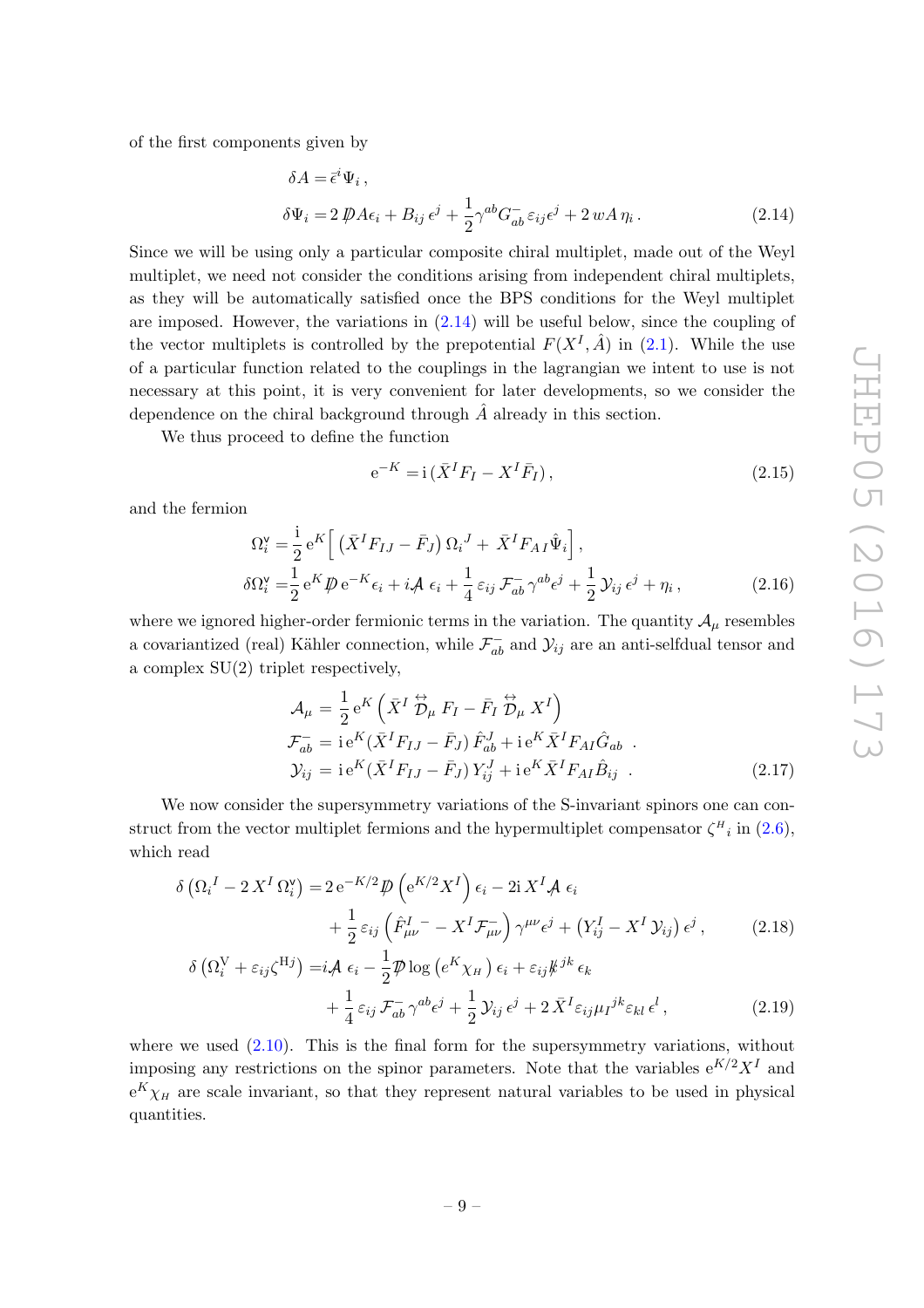of the first components given by

$$
\begin{aligned}
\delta A &= \bar{\epsilon}^i \Psi_i \,, \\
\delta \Psi_i &= 2 \, \not{D} A \epsilon_i + B_{ij} \, \epsilon^j + \frac{1}{2} \gamma^{ab} G^-_{ab} \, \varepsilon_{ij} \epsilon^j + 2 \, w A \, \eta_i \,.
\end{aligned} \tag{2.14}
$$

Since we will be using only a particular composite chiral multiplet, made out of the Weyl multiplet, we need not consider the conditions arising from independent chiral multiplets, as they will be automatically satisfied once the BPS conditions for the Weyl multiplet are imposed. However, the variations in (2.14) will be useful below, since the coupling of the vector multiplets is controlled by the prepotential $F(X^I, \hat{A})$ in (2.1). While the use of a particular function related to the couplings in the lagrangian we intent to use is not necessary at this point, it is very convenient for later developments, so we consider the dependence on the chiral background through $\hat{A}$ already in this section.

We thus proceed to define the function

$$
\mathrm{e}^{-K} = \mathrm{i} \, (\bar{X}^I F_I - X^I \bar{F}_I) \,, \tag{2.15}
$$

and the fermion

$$
\begin{aligned}
\Omega^{\mathrm{v}}_i &= \frac{\mathrm{i}}{2} \, \mathrm{e}^K \Big[ \left( \bar{X}^I F_{IJ} - \bar{F}_J \right) \Omega_i{}^J + \bar{X}^I F_{A\,I} \hat{\Psi}_i \Big] \,, \\
\delta \Omega^{\mathrm{v}}_i &= \frac{1}{2} \, \mathrm{e}^K \not{D} \, \mathrm{e}^{-K} \epsilon_i + i \not{\mathcal{A}} \; \epsilon_i + \frac{1}{4} \, \varepsilon_{ij} \, \mathcal{F}^-_{ab} \, \gamma^{ab} \epsilon^j + \frac{1}{2} \, \mathcal{Y}_{ij} \, \epsilon^j + \eta_i \,,
\end{aligned} \tag{2.16}
$$

where we ignored higher-order fermionic terms in the variation. The quantity $\mathcal{A}_\mu$ resembles a covariantized (real) Kähler connection, while $\mathcal{F}^-_{ab}$ and $\mathcal{Y}_{ij}$ are an anti-selfdual tensor and a complex SU(2) triplet respectively,

$$
\begin{aligned}
\mathcal{A}_\mu &= \frac{1}{2} \, \mathrm{e}^K \left( \bar{X}^I \overset{\leftrightarrow}{\mathcal{D}}_\mu \, F_I - \bar{F}_I \overset{\leftrightarrow}{\mathcal{D}}_\mu \, X^I \right) \\
\mathcal{F}^-_{ab} &= \mathrm{i} \, \mathrm{e}^K (\bar{X}^I F_{IJ} - \bar{F}_J) \, \hat{F}^J_{ab} + \mathrm{i} \, \mathrm{e}^K \bar{X}^I F_{AI} \hat{G}_{ab} \;\; . \\
\mathcal{Y}_{ij} &= \mathrm{i} \, \mathrm{e}^K (\bar{X}^I F_{IJ} - \bar{F}_J) \, Y^J_{ij} + \mathrm{i} \, \mathrm{e}^K \bar{X}^I F_{AI} \hat{B}_{ij} \;\; .
\end{aligned} \tag{2.17}
$$

We now consider the supersymmetry variations of the S-invariant spinors one can construct from the vector multiplet fermions and the hypermultiplet compensator $\zeta^H{}_i$ in (2.6), which read

$$
\begin{aligned}
\delta \left( \Omega_i{}^I - 2 \, X^I \, \Omega^{\mathrm{v}}_i \right) &= 2 \, \mathrm{e}^{-K/2} \not{D} \left( \mathrm{e}^{K/2} X^I \right) \epsilon_i - 2\mathrm{i} \, X^I \not{\mathcal{A}} \; \epsilon_i \\
&\quad + \frac{1}{2} \, \varepsilon_{ij} \left( \hat{F}^{I}_{\mu\nu}{}^- - X^I \mathcal{F}^-_{\mu\nu} \right) \gamma^{\mu\nu} \epsilon^j + \left( Y^I_{ij} - X^I \, \mathcal{Y}_{ij} \right) \epsilon^j \,,
\end{aligned} \tag{2.18}
$$

$$
\begin{aligned}
\delta \left( \Omega^{\mathrm{V}}_i + \varepsilon_{ij} \zeta^{\mathrm{H}j} \right) &= i \not{\mathcal{A}} \; \epsilon_i - \frac{1}{2} \not{D} \log \left( e^K \chi_H \right) \epsilon_i + \varepsilon_{ij} \not{k}^{jk} \, \epsilon_k \\
&\quad + \frac{1}{4} \, \varepsilon_{ij} \, \mathcal{F}^-_{ab} \, \gamma^{ab} \epsilon^j + \frac{1}{2} \, \mathcal{Y}_{ij} \, \epsilon^j + 2 \, \bar{X}^I \varepsilon_{ij} \mu_I{}^{jk} \varepsilon_{kl} \, \epsilon^l \,,
\end{aligned} \tag{2.19}
$$

where we used (2.10). This is the final form for the supersymmetry variations, without imposing any restrictions on the spinor parameters. Note that the variables $\mathrm{e}^{K/2} X^I$ and $\mathrm{e}^K \chi_H$ are scale invariant, so that they represent natural variables to be used in physical quantities.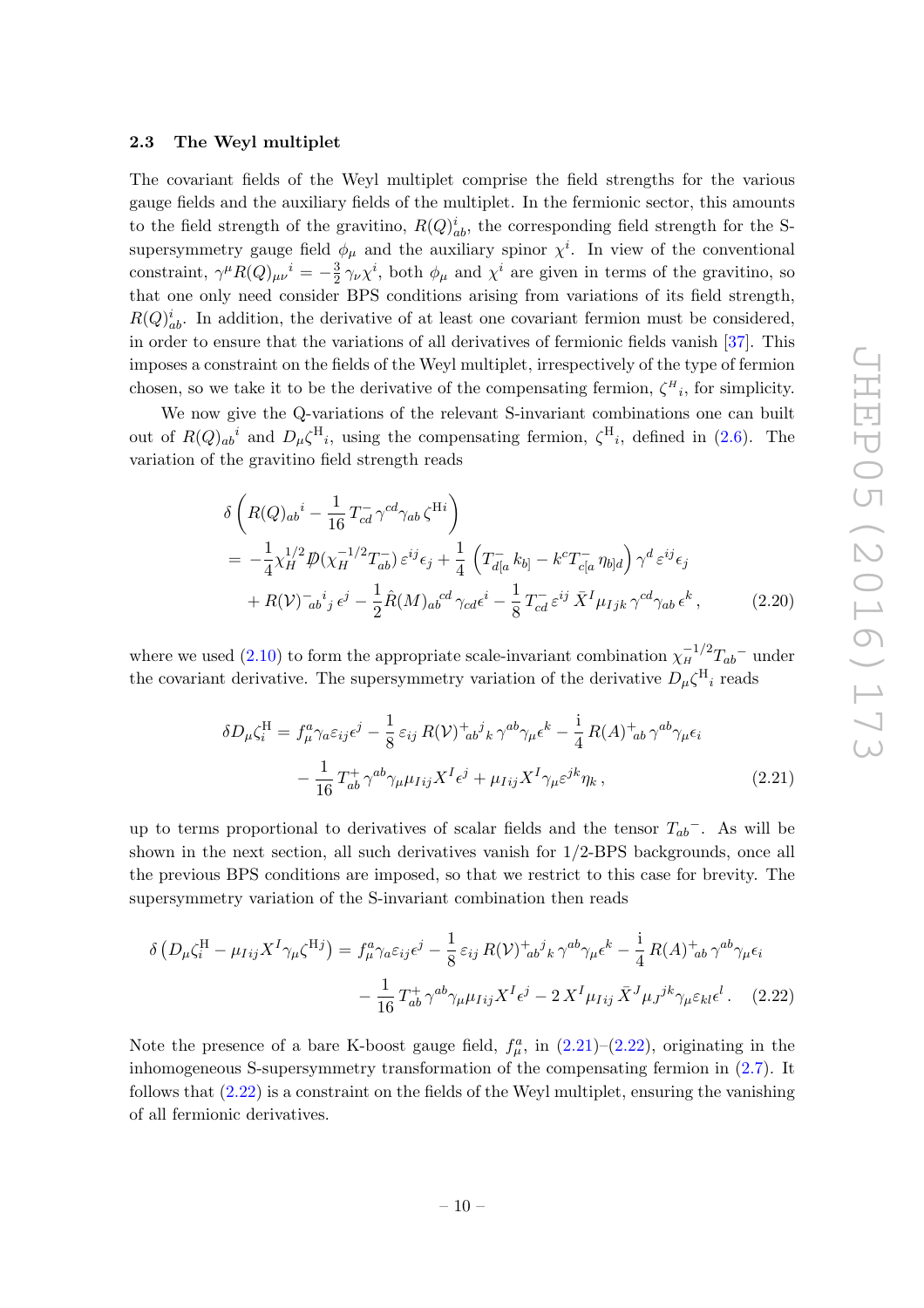### 2.3 The Weyl multiplet

The covariant fields of the Weyl multiplet comprise the field strengths for the various gauge fields and the auxiliary fields of the multiplet. In the fermionic sector, this amounts to the field strength of the gravitino, $R(Q)^i_{ab}$, the corresponding field strength for the S-supersymmetry gauge field $\phi_\mu$ and the auxiliary spinor $\chi^i$. In view of the conventional constraint, $\gamma^\mu R(Q)_{\mu\nu}{}^i = -\frac{3}{2}\,\gamma_\nu \chi^i$, both $\phi_\mu$ and $\chi^i$ are given in terms of the gravitino, so that one only need consider BPS conditions arising from variations of its field strength, $R(Q)^i_{ab}$. In addition, the derivative of at least one covariant fermion must be considered, in order to ensure that the variations of all derivatives of fermionic fields vanish [37]. This imposes a constraint on the fields of the Weyl multiplet, irrespectively of the type of fermion chosen, so we take it to be the derivative of the compensating fermion, ${\zeta^H}_i$, for simplicity.

We now give the Q-variations of the relevant S-invariant combinations one can built out of $R(Q)_{ab}{}^i$ and $D_\mu {\zeta^{\rm H}}_i$, using the compensating fermion, ${\zeta^{\rm H}}_i$, defined in (2.6). The variation of the gravitino field strength reads

$$
\begin{aligned}
&\delta\left(R(Q)_{ab}{}^i - \frac{1}{16}\,T^-_{cd}\,\gamma^{cd}\gamma_{ab}\,\zeta^{{\rm H}i}\right) \\
&\quad= -\frac{1}{4}\chi_H^{1/2}\,\not{D}(\chi_H^{-1/2}T^-_{ab})\,\varepsilon^{ij}\epsilon_j + \frac{1}{4}\left(T^-_{d[a}\,k_{b]} - k^c T^-_{c[a}\,\eta_{b]d}\right)\gamma^d\,\varepsilon^{ij}\epsilon_j \\
&\qquad + R(\mathcal{V})^-{}_{ab}{}^i{}_j\,\epsilon^j - \frac{1}{2}\hat{R}(M)_{ab}{}^{cd}\,\gamma_{cd}\epsilon^i - \frac{1}{8}\,T^-_{cd}\,\varepsilon^{ij}\,\bar{X}^I\mu_{Ijk}\,\gamma^{cd}\gamma_{ab}\,\epsilon^k\,, \qquad (2.20)
\end{aligned}
$$

where we used (2.10) to form the appropriate scale-invariant combination $\chi_H^{-1/2}T_{ab}{}^-$ under the covariant derivative. The supersymmetry variation of the derivative $D_\mu{\zeta^{\rm H}}_i$ reads

$$
\begin{aligned}
\delta D_\mu\zeta^{\rm H}_i &= f_\mu^a\gamma_a\varepsilon_{ij}\epsilon^j - \frac{1}{8}\,\varepsilon_{ij}\,R(\mathcal{V})^+{}_{ab}{}^j{}_k\,\gamma^{ab}\gamma_\mu\epsilon^k - \frac{\rm i}{4}\,R(A)^+{}_{ab}\,\gamma^{ab}\gamma_\mu\epsilon_i \\
&\quad - \frac{1}{16}\,T^+_{ab}\,\gamma^{ab}\gamma_\mu\mu_{Iij}X^I\epsilon^j + \mu_{Iij}X^I\gamma_\mu\varepsilon^{jk}\eta_k\,, \qquad (2.21)
\end{aligned}
$$

up to terms proportional to derivatives of scalar fields and the tensor $T_{ab}{}^-$. As will be shown in the next section, all such derivatives vanish for 1/2-BPS backgrounds, once all the previous BPS conditions are imposed, so that we restrict to this case for brevity. The supersymmetry variation of the S-invariant combination then reads

$$
\begin{aligned}
\delta\left(D_\mu\zeta^{\rm H}_i - \mu_{Iij}X^I\gamma_\mu\zeta^{{\rm H}j}\right) &= f_\mu^a\gamma_a\varepsilon_{ij}\epsilon^j - \frac{1}{8}\,\varepsilon_{ij}\,R(\mathcal{V})^+{}_{ab}{}^j{}_k\,\gamma^{ab}\gamma_\mu\epsilon^k - \frac{\rm i}{4}\,R(A)^+{}_{ab}\,\gamma^{ab}\gamma_\mu\epsilon_i \\
&\quad - \frac{1}{16}\,T^+_{ab}\,\gamma^{ab}\gamma_\mu\mu_{Iij}X^I\epsilon^j - 2\,X^I\mu_{Iij}\,\bar{X}^J\mu_J{}^{jk}\gamma_\mu\varepsilon_{kl}\epsilon^l\,. \qquad (2.22)
\end{aligned}
$$

Note the presence of a bare K-boost gauge field, $f_\mu^a$, in (2.21)–(2.22), originating in the inhomogeneous S-supersymmetry transformation of the compensating fermion in (2.7). It follows that (2.22) is a constraint on the fields of the Weyl multiplet, ensuring the vanishing of all fermionic derivatives.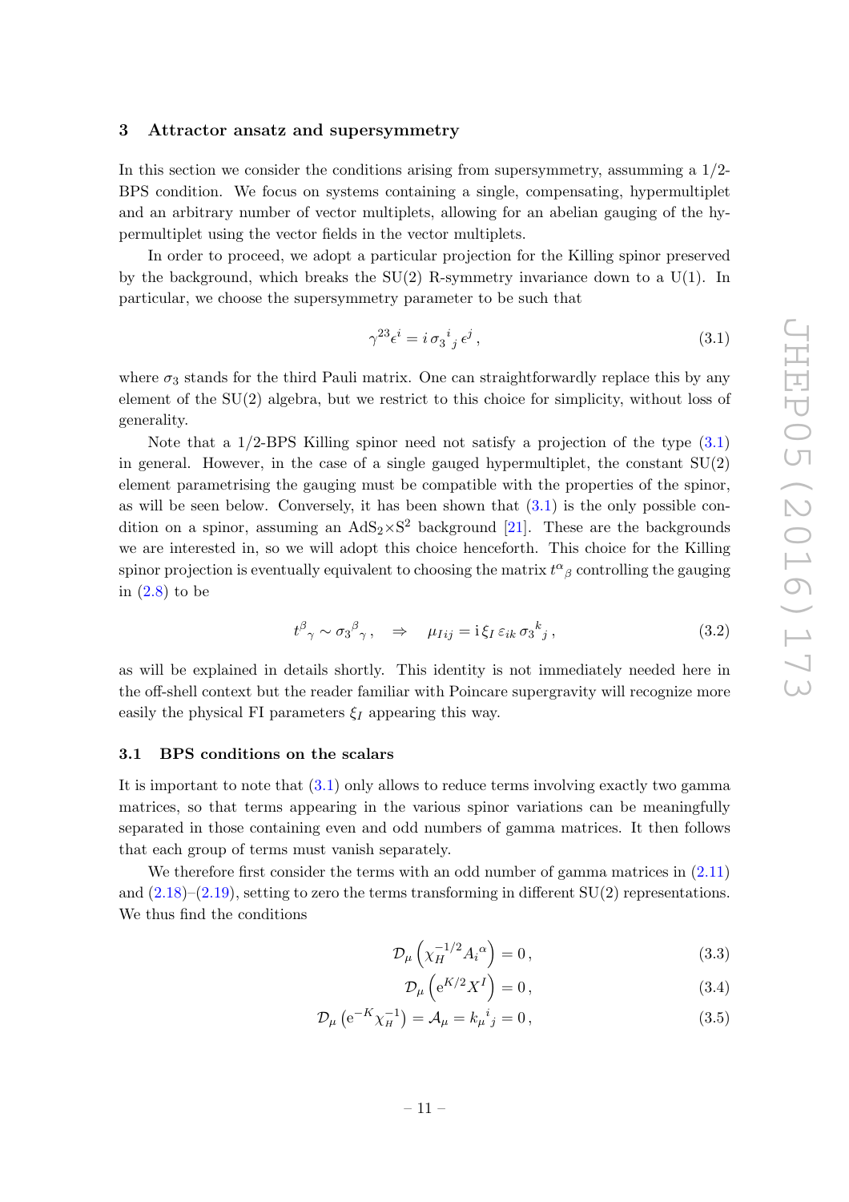## 3 Attractor ansatz and supersymmetry

In this section we consider the conditions arising from supersymmetry, assuming a 1/2-BPS condition. We focus on systems containing a single, compensating, hypermultiplet and an arbitrary number of vector multiplets, allowing for an abelian gauging of the hypermultiplet using the vector fields in the vector multiplets.

In order to proceed, we adopt a particular projection for the Killing spinor preserved by the background, which breaks the SU(2) R-symmetry invariance down to a U(1). In particular, we choose the supersymmetry parameter to be such that

$$\gamma^{23}\epsilon^i = i\,\sigma_3{}^i{}_j\,\epsilon^j\,, \tag{3.1}$$

where $\sigma_3$ stands for the third Pauli matrix. One can straightforwardly replace this by any element of the SU(2) algebra, but we restrict to this choice for simplicity, without loss of generality.

Note that a 1/2-BPS Killing spinor need not satisfy a projection of the type (3.1) in general. However, in the case of a single gauged hypermultiplet, the constant SU(2) element parametrising the gauging must be compatible with the properties of the spinor, as will be seen below. Conversely, it has been shown that (3.1) is the only possible condition on a spinor, assuming an $\mathrm{AdS}_2{\times}\mathrm{S}^2$ background [21]. These are the backgrounds we are interested in, so we will adopt this choice henceforth. This choice for the Killing spinor projection is eventually equivalent to choosing the matrix $t^\alpha{}_\beta$ controlling the gauging in (2.8) to be

$$t^\beta{}_\gamma \sim \sigma_3{}^\beta{}_\gamma\,, \quad \Rightarrow \quad \mu_{Iij} = \mathrm{i}\,\xi_I\,\varepsilon_{ik}\,\sigma_3{}^k{}_j\,, \tag{3.2}$$

as will be explained in details shortly. This identity is not immediately needed here in the off-shell context but the reader familiar with Poincare supergravity will recognize more easily the physical FI parameters $\xi_I$ appearing this way.

### 3.1 BPS conditions on the scalars

It is important to note that (3.1) only allows to reduce terms involving exactly two gamma matrices, so that terms appearing in the various spinor variations can be meaningfully separated in those containing even and odd numbers of gamma matrices. It then follows that each group of terms must vanish separately.

We therefore first consider the terms with an odd number of gamma matrices in (2.11) and (2.18)–(2.19), setting to zero the terms transforming in different SU(2) representations. We thus find the conditions

$$\mathcal{D}_\mu\left(\chi_H^{-1/2}A_i{}^\alpha\right) = 0\,, \tag{3.3}$$

$$\mathcal{D}_\mu\left(\mathrm{e}^{K/2}X^I\right) = 0\,, \tag{3.4}$$

$$\mathcal{D}_\mu\left(\mathrm{e}^{-K}\chi_H^{-1}\right) = \mathcal{A}_\mu = k_\mu{}^i{}_j = 0\,, \tag{3.5}$$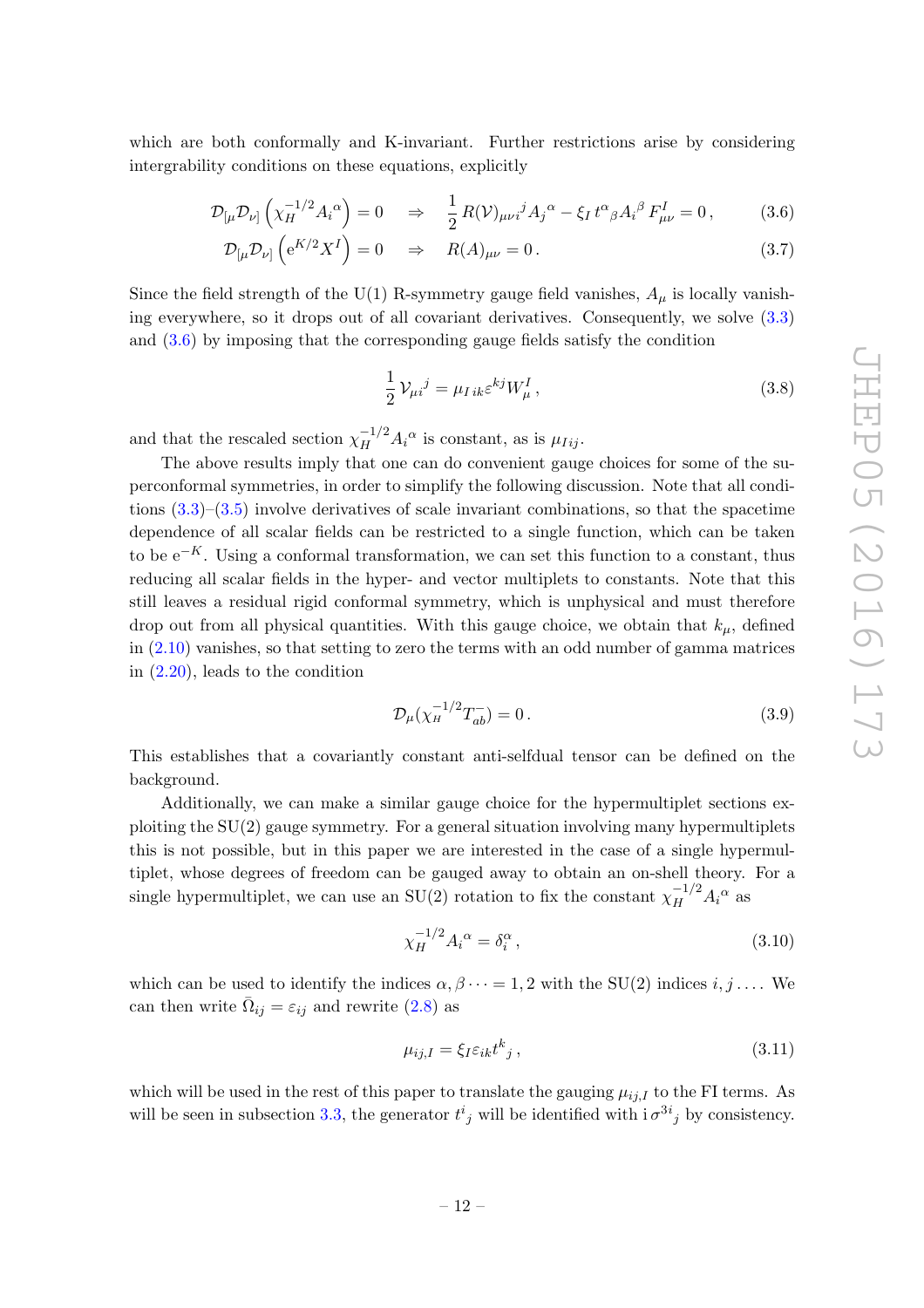which are both conformally and K-invariant. Further restrictions arise by considering intergrability conditions on these equations, explicitly

$$\mathcal{D}_{[\mu}\mathcal{D}_{\nu]}\left(\chi_H^{-1/2}A_i{}^\alpha\right)=0 \quad\Rightarrow\quad \frac{1}{2}\,R(\mathcal{V})_{\mu\nu i}{}^j A_j{}^\alpha - \xi_I\, t^\alpha{}_\beta A_i{}^\beta\, F^I_{\mu\nu}=0\,, \tag{3.6}$$

$$\mathcal{D}_{[\mu}\mathcal{D}_{\nu]}\left(\mathrm{e}^{K/2}X^I\right)=0 \quad\Rightarrow\quad R(A)_{\mu\nu}=0\,. \tag{3.7}$$

Since the field strength of the U(1) R-symmetry gauge field vanishes, $A_\mu$ is locally vanishing everywhere, so it drops out of all covariant derivatives. Consequently, we solve (3.3) and (3.6) by imposing that the corresponding gauge fields satisfy the condition

$$\frac{1}{2}\,\mathcal{V}_{\mu i}{}^j = \mu_{I\,ik}\varepsilon^{kj}W_\mu^I\,, \tag{3.8}$$

and that the rescaled section $\chi_H^{-1/2}A_i{}^\alpha$ is constant, as is $\mu_{Iij}$.

The above results imply that one can do convenient gauge choices for some of the superconformal symmetries, in order to simplify the following discussion. Note that all conditions (3.3)–(3.5) involve derivatives of scale invariant combinations, so that the spacetime dependence of all scalar fields can be restricted to a single function, which can be taken to be $\mathrm{e}^{-K}$. Using a conformal transformation, we can set this function to a constant, thus reducing all scalar fields in the hyper- and vector multiplets to constants. Note that this still leaves a residual rigid conformal symmetry, which is unphysical and must therefore drop out from all physical quantities. With this gauge choice, we obtain that $k_\mu$, defined in (2.10) vanishes, so that setting to zero the terms with an odd number of gamma matrices in (2.20), leads to the condition

$$\mathcal{D}_\mu(\chi_H^{-1/2}T^-_{ab})=0\,. \tag{3.9}$$

This establishes that a covariantly constant anti-selfdual tensor can be defined on the background.

Additionally, we can make a similar gauge choice for the hypermultiplet sections exploiting the SU(2) gauge symmetry. For a general situation involving many hypermultiplets this is not possible, but in this paper we are interested in the case of a single hypermultiplet, whose degrees of freedom can be gauged away to obtain an on-shell theory. For a single hypermultiplet, we can use an SU(2) rotation to fix the constant $\chi_H^{-1/2}A_i{}^\alpha$ as

$$\chi_H^{-1/2}A_i{}^\alpha = \delta_i^\alpha\,, \tag{3.10}$$

which can be used to identify the indices $\alpha,\beta\cdots=1,2$ with the SU(2) indices $i,j\ldots$. We can then write $\bar{\Omega}_{ij}=\varepsilon_{ij}$ and rewrite (2.8) as

$$\mu_{ij,I}=\xi_I\varepsilon_{ik}t^k{}_j\,, \tag{3.11}$$

which will be used in the rest of this paper to translate the gauging $\mu_{ij,I}$ to the FI terms. As will be seen in subsection 3.3, the generator $t^i{}_j$ will be identified with $\mathrm{i}\,\sigma^{3i}{}_j$ by consistency.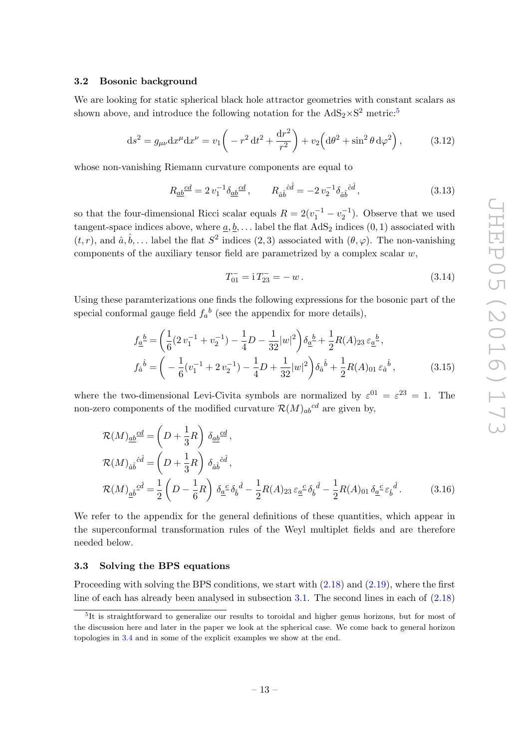### 3.2 Bosonic background

We are looking for static spherical black hole attractor geometries with constant scalars as shown above, and introduce the following notation for the $\mathrm{AdS}_2\times\mathrm{S}^2$ metric:[5]

$$
\mathrm{d}s^2 = g_{\mu\nu}\mathrm{d}x^\mu \mathrm{d}x^\nu = v_1\Big( -r^2\,\mathrm{d}t^2 + \frac{\mathrm{d}r^2}{r^2}\Big) + v_2\Big(\mathrm{d}\theta^2 + \sin^2\theta\,\mathrm{d}\varphi^2\Big)\,, \tag{3.12}
$$

whose non-vanishing Riemann curvature components are equal to

$$
R_{\underline{ab}}{}^{\underline{cd}} = 2\,v_1^{-1}\delta_{\underline{ab}}{}^{\underline{cd}}\,, \qquad R_{\hat{a}\hat{b}}{}^{\hat{c}\hat{d}} = -2\,v_2^{-1}\delta_{\hat{a}\hat{b}}{}^{\hat{c}\hat{d}}\,, \tag{3.13}
$$

so that the four-dimensional Ricci scalar equals $R = 2(v_1^{-1} - v_2^{-1})$. Observe that we used tangent-space indices above, where $\underline{a}, \underline{b}, \ldots$ label the flat $\mathrm{AdS}_2$ indices $(0,1)$ associated with $(t,r)$, and $\hat{a}, \hat{b}, \ldots$ label the flat $S^2$ indices $(2,3)$ associated with $(\theta,\varphi)$. The non-vanishing components of the auxiliary tensor field are parametrized by a complex scalar $w$,

$$
T_{01}^- = \mathrm{i}\,T_{23}^- = -\,w\,. \tag{3.14}
$$

Using these paramterizations one finds the following expressions for the bosonic part of the special conformal gauge field $f_a{}^b$ (see the appendix for more details),

$$
\begin{aligned}
f_{\underline{a}}{}^{\underline{b}} &= \Big(\frac{1}{6}(2\,v_1^{-1} + v_2^{-1}) - \frac{1}{4}D - \frac{1}{32}|w|^2\Big)\,\delta_{\underline{a}}{}^{\underline{b}} + \frac{1}{2}R(A)_{23}\,\varepsilon_{\underline{a}}{}^{\underline{b}}\,,\\
f_{\hat{a}}{}^{\hat{b}} &= \Big( -\frac{1}{6}(v_1^{-1} + 2\,v_2^{-1}) - \frac{1}{4}D + \frac{1}{32}|w|^2\Big)\,\delta_{\hat{a}}{}^{\hat{b}} + \frac{1}{2}R(A)_{01}\,\varepsilon_{\hat{a}}{}^{\hat{b}}\,,
\end{aligned} \tag{3.15}
$$

where the two-dimensional Levi-Civita symbols are normalized by $\varepsilon^{01} = \varepsilon^{23} = 1$. The non-zero components of the modified curvature $\mathcal{R}(M)_{ab}{}^{cd}$ are given by,

$$
\begin{aligned}
\mathcal{R}(M)_{\underline{ab}}{}^{\underline{cd}} &= \Big(D + \frac{1}{3}R\Big)\;\delta_{\underline{ab}}{}^{\underline{cd}}\,,\\
\mathcal{R}(M)_{\hat{a}\hat{b}}{}^{\hat{c}\hat{d}} &= \Big(D + \frac{1}{3}R\Big)\;\delta_{\hat{a}\hat{b}}{}^{\hat{c}\hat{d}}\,,\\
\mathcal{R}(M)_{\underline{a}\hat{b}}{}^{\underline{c}\hat{d}} &= \frac{1}{2}\Big(D - \frac{1}{6}R\Big)\;\delta_{\underline{a}}{}^{\underline{c}}\,\delta_{\hat{b}}{}^{\hat{d}} - \frac{1}{2}R(A)_{23}\,\varepsilon_{\underline{a}}{}^{\underline{c}}\,\delta_{\hat{b}}{}^{\hat{d}} - \frac{1}{2}R(A)_{01}\,\delta_{\underline{a}}{}^{\underline{c}}\,\varepsilon_{\hat{b}}{}^{\hat{d}}\,.
\end{aligned} \tag{3.16}
$$

We refer to the appendix for the general definitions of these quantities, which appear in the superconformal transformation rules of the Weyl multiplet fields and are therefore needed below.

### 3.3 Solving the BPS equations

Proceeding with solving the BPS conditions, we start with (2.18) and (2.19), where the first line of each has already been analysed in subsection 3.1. The second lines in each of (2.18)

[5] It is straightforward to generalize our results to toroidal and higher genus horizons, but for most of the discussion here and later in the paper we look at the spherical case. We come back to general horizon topologies in 3.4 and in some of the explicit examples we show at the end.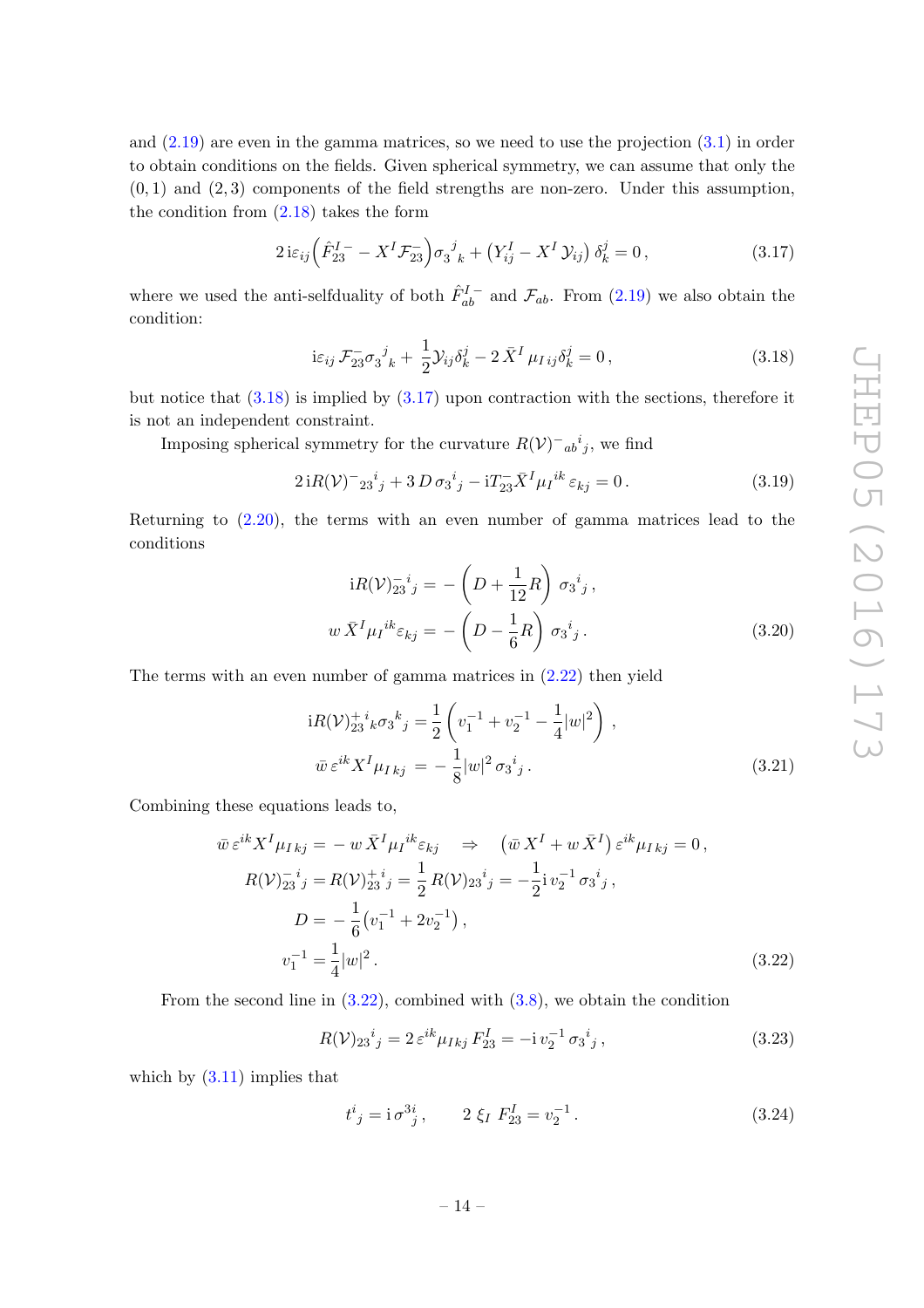and (2.19) are even in the gamma matrices, so we need to use the projection (3.1) in order to obtain conditions on the fields. Given spherical symmetry, we can assume that only the $(0,1)$ and $(2,3)$ components of the field strengths are non-zero. Under this assumption, the condition from (2.18) takes the form

$$2\,\mathrm{i}\varepsilon_{ij}\Big(\hat{F}_{23}^{I\,-} - X^I\mathcal{F}_{23}^{-}\Big)\sigma_3{}^j{}_k + \big(Y_{ij}^I - X^I\,\mathcal{Y}_{ij}\big)\,\delta_k^j = 0\,, \tag{3.17}$$

where we used the anti-selfduality of both $\hat{F}_{ab}^{I\,-}$ and $\mathcal{F}_{ab}$. From (2.19) we also obtain the condition:

$$\mathrm{i}\varepsilon_{ij}\,\mathcal{F}_{23}^{-}\sigma_3{}^j{}_k + \frac{1}{2}\mathcal{Y}_{ij}\delta_k^j - 2\,\bar{X}^I\,\mu_{I\,ij}\delta_k^j = 0\,, \tag{3.18}$$

but notice that (3.18) is implied by (3.17) upon contraction with the sections, therefore it is not an independent constraint.

Imposing spherical symmetry for the curvature $R(\mathcal{V})^-{}_{ab}{}^i{}_j$, we find

$$2\,\mathrm{i}R(\mathcal{V})^-{}_{23}{}^i{}_j + 3\,D\,\sigma_3{}^i{}_j - \mathrm{i}T_{23}^-\bar{X}^I\mu_I{}^{ik}\,\varepsilon_{kj} = 0\,. \tag{3.19}$$

Returning to (2.20), the terms with an even number of gamma matrices lead to the conditions

$$\begin{aligned}
\mathrm{i}R(\mathcal{V})_{23}^{-}{}^i{}_j &= -\left(D + \frac{1}{12}R\right)\,\sigma_3{}^i{}_j\,,\\
w\,\bar{X}^I\mu_I{}^{ik}\varepsilon_{kj} &= -\left(D - \frac{1}{6}R\right)\,\sigma_3{}^i{}_j\,.
\end{aligned} \tag{3.20}$$

The terms with an even number of gamma matrices in (2.22) then yield

$$\begin{aligned}
\mathrm{i}R(\mathcal{V})_{23}^{+}{}^i{}_k\sigma_3{}^k{}_j &= \frac{1}{2}\left(v_1^{-1} + v_2^{-1} - \frac{1}{4}|w|^2\right)\,,\\
\bar{w}\,\varepsilon^{ik}X^I\mu_{I\,kj} &= -\frac{1}{8}|w|^2\,\sigma_3{}^i{}_j\,.
\end{aligned} \tag{3.21}$$

Combining these equations leads to,

$$\begin{aligned}
\bar{w}\,\varepsilon^{ik}X^I\mu_{I\,kj} &= -\,w\,\bar{X}^I\mu_I{}^{ik}\varepsilon_{kj} \quad\Rightarrow\quad \big(\bar{w}\,X^I + w\,\bar{X}^I\big)\,\varepsilon^{ik}\mu_{I\,kj} = 0\,,\\
R(\mathcal{V})_{23}^{-}{}^i{}_j &= R(\mathcal{V})_{23}^{+}{}^i{}_j = \frac{1}{2}\,R(\mathcal{V})_{23}{}^i{}_j = -\frac{1}{2}\mathrm{i}\,v_2^{-1}\,\sigma_3{}^i{}_j\,,\\
D &= -\frac{1}{6}\big(v_1^{-1} + 2v_2^{-1}\big)\,,\\
v_1^{-1} &= \frac{1}{4}|w|^2\,.
\end{aligned} \tag{3.22}$$

From the second line in (3.22), combined with (3.8), we obtain the condition

$$R(\mathcal{V})_{23}{}^i{}_j = 2\,\varepsilon^{ik}\mu_{I\,kj}\,F_{23}^I = -\mathrm{i}\,v_2^{-1}\,\sigma_3{}^i{}_j\,, \tag{3.23}$$

which by (3.11) implies that

$$t^i{}_j = \mathrm{i}\,\sigma^{3i}{}_j\,, \qquad 2\,\xi_I\,F_{23}^I = v_2^{-1}\,. \tag{3.24}$$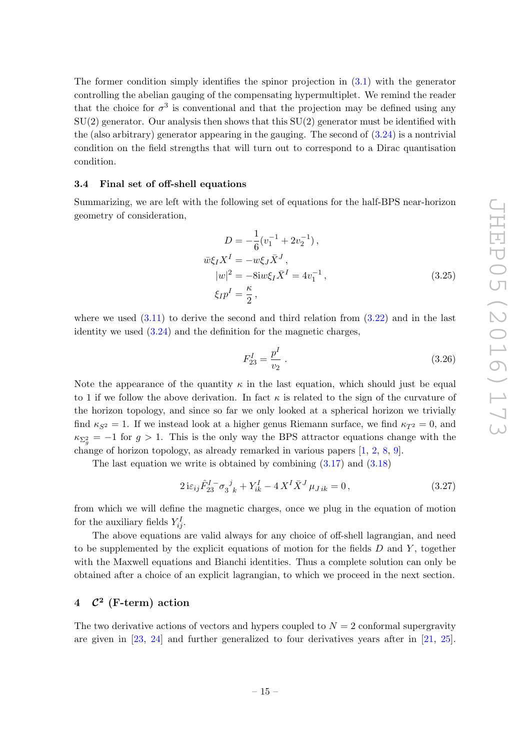The former condition simply identifies the spinor projection in (3.1) with the generator controlling the abelian gauging of the compensating hypermultiplet. We remind the reader that the choice for $\sigma^3$ is conventional and that the projection may be defined using any SU(2) generator. Our analysis then shows that this SU(2) generator must be identified with the (also arbitrary) generator appearing in the gauging. The second of (3.24) is a nontrivial condition on the field strengths that will turn out to correspond to a Dirac quantisation condition.

### 3.4 Final set of off-shell equations

Summarizing, we are left with the following set of equations for the half-BPS near-horizon geometry of consideration,

$$\begin{aligned} D &= -\frac{1}{6}(v_1^{-1} + 2v_2^{-1}) \,, \\ \bar{w}\xi_I X^I &= -w\xi_J \bar{X}^J \,, \\ |w|^2 &= -8\mathrm{i}w\xi_I \bar{X}^I = 4v_1^{-1} \,, \\ \xi_I p^I &= \frac{\kappa}{2} \,, \end{aligned} \tag{3.25}$$

where we used (3.11) to derive the second and third relation from (3.22) and in the last identity we used (3.24) and the definition for the magnetic charges,

$$F_{23}^I = \frac{p^I}{v_2} \,. \tag{3.26}$$

Note the appearance of the quantity $\kappa$ in the last equation, which should just be equal to 1 if we follow the above derivation. In fact $\kappa$ is related to the sign of the curvature of the horizon topology, and since so far we only looked at a spherical horizon we trivially find $\kappa_{S^2} = 1$. If we instead look at a higher genus Riemann surface, we find $\kappa_{T^2} = 0$, and $\kappa_{\Sigma_g^2} = -1$ for $g > 1$. This is the only way the BPS attractor equations change with the change of horizon topology, as already remarked in various papers [1, 2, 8, 9].

The last equation we write is obtained by combining (3.17) and (3.18)

$$2\,\mathrm{i}\varepsilon_{ij}\hat{F}_{23}^{I\,-}\sigma_3{}^j{}_k + Y_{ik}^I - 4\,X^I\bar{X}^J\,\mu_{J\,ik} = 0\,, \tag{3.27}$$

from which we will define the magnetic charges, once we plug in the equation of motion for the auxiliary fields $Y_{ij}^I$.

The above equations are valid always for any choice of off-shell lagrangian, and need to be supplemented by the explicit equations of motion for the fields $D$ and $Y$, together with the Maxwell equations and Bianchi identities. Thus a complete solution can only be obtained after a choice of an explicit lagrangian, to which we proceed in the next section.

## 4 $\mathcal{C}^2$ (F-term) action

The two derivative actions of vectors and hypers coupled to $N = 2$ conformal supergravity are given in [23, 24] and further generalized to four derivatives years after in [21, 25].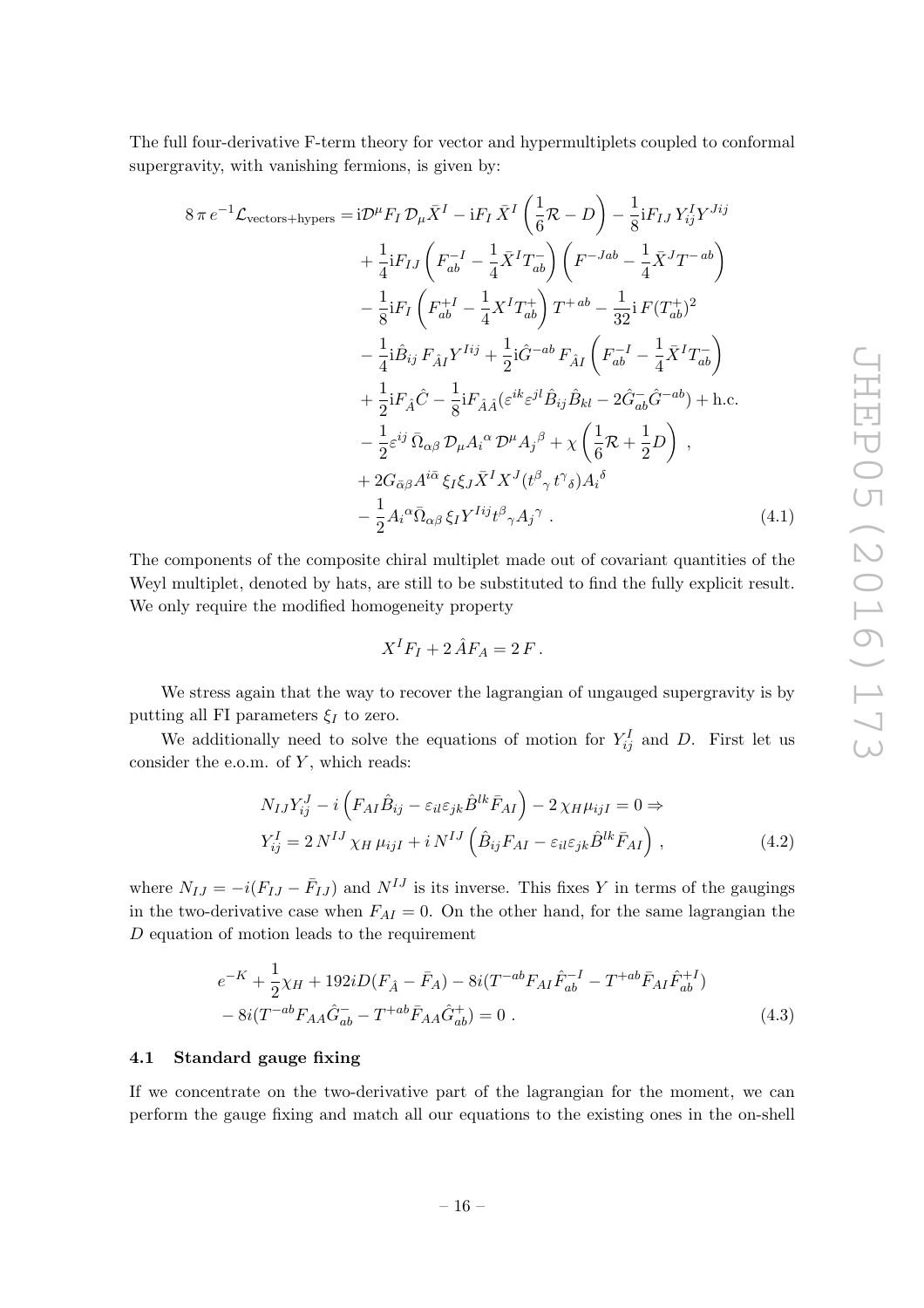The full four-derivative F-term theory for vector and hypermultiplets coupled to conformal supergravity, with vanishing fermions, is given by:

$$
\begin{aligned}
8\,\pi\, e^{-1}\mathcal{L}_{\text{vectors+hypers}} = {} & \mathrm{i}\mathcal{D}^\mu F_I\,\mathcal{D}_\mu \bar{X}^I - \mathrm{i}F_I\,\bar{X}^I\left(\frac{1}{6}\mathcal{R} - D\right) - \frac{1}{8}\mathrm{i}F_{IJ}\,Y^I_{ij}Y^{Jij} \\
& + \frac{1}{4}\mathrm{i}F_{IJ}\left(F^{-I}_{ab} - \frac{1}{4}\bar{X}^I T^-_{ab}\right)\left(F^{-Jab} - \frac{1}{4}\bar{X}^J T^{-\,ab}\right) \\
& - \frac{1}{8}\mathrm{i}F_I\left(F^{+I}_{ab} - \frac{1}{4}X^I T^+_{ab}\right)T^{+\,ab} - \frac{1}{32}\mathrm{i}\,F(T^+_{ab})^2 \\
& - \frac{1}{4}\mathrm{i}\hat{B}_{ij}\,F_{\hat{A}I}Y^{Iij} + \frac{1}{2}\mathrm{i}\hat{G}^{-ab}\,F_{\hat{A}I}\left(F^{-I}_{ab} - \frac{1}{4}\bar{X}^I T^-_{ab}\right) \\
& + \frac{1}{2}\mathrm{i}F_{\hat{A}}\hat{C} - \frac{1}{8}\mathrm{i}F_{\hat{A}\hat{A}}(\varepsilon^{ik}\varepsilon^{jl}\hat{B}_{ij}\hat{B}_{kl} - 2\hat{G}^-_{ab}\hat{G}^{-ab}) + \text{h.c.} \\
& - \frac{1}{2}\varepsilon^{ij}\,\bar{\Omega}_{\alpha\beta}\,\mathcal{D}_\mu A_i{}^\alpha\,\mathcal{D}^\mu A_j{}^\beta + \chi\left(\frac{1}{6}\mathcal{R} + \frac{1}{2}D\right)\,, \\
& + 2G_{\bar{\alpha}\beta}A^{i\bar{\alpha}}\,\xi_I\xi_J\bar{X}^I X^J(t^\beta{}_\gamma\,t^\gamma{}_\delta)A_i{}^\delta \\
& - \frac{1}{2}A_i{}^\alpha\bar{\Omega}_{\alpha\beta}\,\xi_I Y^{Iij}t^\beta{}_\gamma A_j{}^\gamma\,.
\end{aligned} \tag{4.1}
$$

The components of the composite chiral multiplet made out of covariant quantities of the Weyl multiplet, denoted by hats, are still to be substituted to find the fully explicit result. We only require the modified homogeneity property

$$
X^I F_I + 2\,\hat{A}F_A = 2\,F\,.
$$

We stress again that the way to recover the lagrangian of ungauged supergravity is by putting all FI parameters $\xi_I$ to zero.

We additionally need to solve the equations of motion for $Y^I_{ij}$ and $D$. First let us consider the e.o.m. of $Y$, which reads:

$$
\begin{aligned}
& N_{IJ}Y^J_{ij} - i\left(F_{AI}\hat{B}_{ij} - \varepsilon_{il}\varepsilon_{jk}\hat{B}^{lk}\bar{F}_{AI}\right) - 2\,\chi_H\mu_{ijI} = 0 \Rightarrow \\
& Y^I_{ij} = 2\,N^{IJ}\,\chi_H\,\mu_{ijI} + i\,N^{IJ}\left(\hat{B}_{ij}F_{AI} - \varepsilon_{il}\varepsilon_{jk}\hat{B}^{lk}\bar{F}_{AI}\right)\,,
\end{aligned} \tag{4.2}
$$

where $N_{IJ} = -i(F_{IJ} - \bar{F}_{IJ})$ and $N^{IJ}$ is its inverse. This fixes $Y$ in terms of the gaugings in the two-derivative case when $F_{AI} = 0$. On the other hand, for the same lagrangian the $D$ equation of motion leads to the requirement

$$
\begin{aligned}
& e^{-K} + \frac{1}{2}\chi_H + 192iD(F_{\hat{A}} - \bar{F}_A) - 8i(T^{-ab}F_{AI}\hat{F}^{-I}_{ab} - T^{+ab}\bar{F}_{AI}\hat{F}^{+I}_{ab}) \\
& - 8i(T^{-ab}F_{AA}\hat{G}^-_{ab} - T^{+ab}\bar{F}_{AA}\hat{G}^+_{ab}) = 0\,.
\end{aligned} \tag{4.3}
$$

### 4.1 Standard gauge fixing

If we concentrate on the two-derivative part of the lagrangian for the moment, we can perform the gauge fixing and match all our equations to the existing ones in the on-shell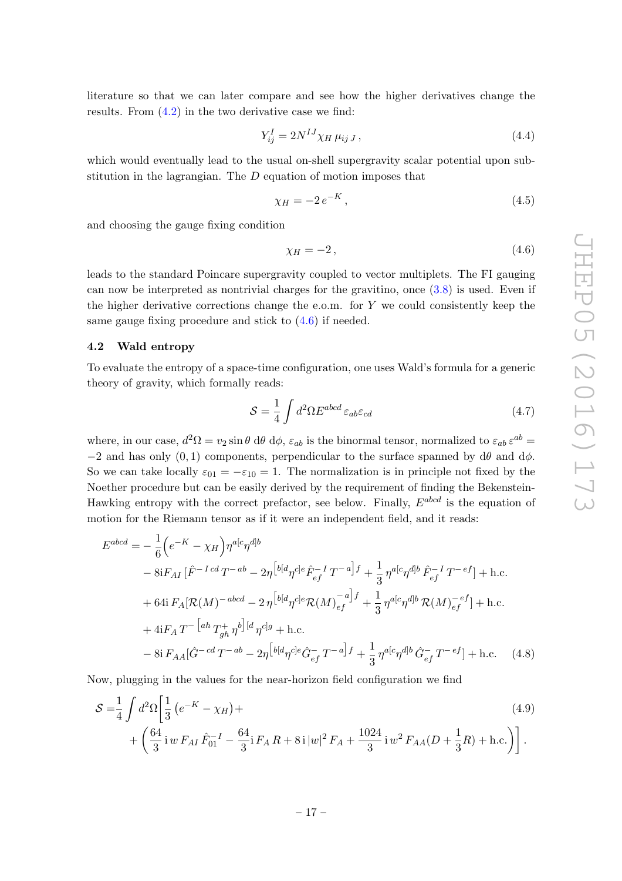literature so that we can later compare and see how the higher derivatives change the results. From (4.2) in the two derivative case we find:

$$Y^I_{ij} = 2N^{IJ}\chi_H\,\mu_{ij\,J}\,, \tag{4.4}$$

which would eventually lead to the usual on-shell supergravity scalar potential upon substitution in the lagrangian. The $D$ equation of motion imposes that

$$\chi_H = -2\,e^{-K}\,, \tag{4.5}$$

and choosing the gauge fixing condition

$$\chi_H = -2\,, \tag{4.6}$$

leads to the standard Poincare supergravity coupled to vector multiplets. The FI gauging can now be interpreted as nontrivial charges for the gravitino, once (3.8) is used. Even if the higher derivative corrections change the e.o.m. for $Y$ we could consistently keep the same gauge fixing procedure and stick to (4.6) if needed.

### 4.2 Wald entropy

To evaluate the entropy of a space-time configuration, one uses Wald's formula for a generic theory of gravity, which formally reads:

$$\mathcal{S} = \frac{1}{4}\int d^2\Omega E^{abcd}\,\varepsilon_{ab}\varepsilon_{cd} \tag{4.7}$$

where, in our case, $d^2\Omega = v_2\sin\theta\;\mathrm{d}\theta\;\mathrm{d}\phi$, $\varepsilon_{ab}$ is the binormal tensor, normalized to $\varepsilon_{ab}\,\varepsilon^{ab} = -2$ and has only $(0,1)$ components, perpendicular to the surface spanned by $\mathrm{d}\theta$ and $\mathrm{d}\phi$. So we can take locally $\varepsilon_{01} = -\varepsilon_{10} = 1$. The normalization is in principle not fixed by the Noether procedure but can be easily derived by the requirement of finding the Bekenstein-Hawking entropy with the correct prefactor, see below. Finally, $E^{abcd}$ is the equation of motion for the Riemann tensor as if it were an independent field, and it reads:

$$\begin{aligned}
E^{abcd} = &-\frac{1}{6}\Big(e^{-K} - \chi_H\Big)\eta^{a[c}\eta^{d]b} \\
&- 8\mathrm{i}F_{AI}\,[\hat{F}^{-\,I\,cd}\,T^{-\,ab} - 2\eta^{\left[b[d\right.}\eta^{c]e}\hat{F}^{-\,I}_{ef}\,T^{-\,\left.a\right]f} + \frac{1}{3}\,\eta^{a[c}\eta^{d]b}\,\hat{F}^{-\,I}_{ef}\,T^{-\,ef}] + \text{h.c.} \\
&+ 64\mathrm{i}\,F_A[\mathcal{R}(M)^{-\,abcd} - 2\,\eta^{\left[b[d\right.}\eta^{c]e}\mathcal{R}(M)^{-\,\left.a\right]f}_{ef} + \frac{1}{3}\,\eta^{a[c}\eta^{d]b}\,\mathcal{R}(M)^{-\,ef}_{ef}] + \text{h.c.} \\
&+ 4\mathrm{i}F_A\,T^{-\,\left[ah\right.}\,T^{+}_{gh}\,\eta^{\left.b\right]\,[d}\,\eta^{c]g} + \text{h.c.} \\
&- 8\mathrm{i}\,F_{AA}[\hat{G}^{-\,cd}\,T^{-\,ab} - 2\eta^{\left[b[d\right.}\eta^{c]e}\hat{G}^{-}_{ef}\,T^{-\,\left.a\right]f} + \frac{1}{3}\,\eta^{a[c}\eta^{d]b}\,\hat{G}^{-}_{ef}\,T^{-\,ef}] + \text{h.c.}
\end{aligned} \tag{4.8}$$

Now, plugging in the values for the near-horizon field configuration we find

$$\begin{aligned}
\mathcal{S} =&\frac{1}{4}\int d^2\Omega\Big[\frac{1}{3}\left(e^{-K} - \chi_H\right) + \\
&+ \Big(\frac{64}{3}\,\mathrm{i}\,w\,F_{AI}\,\hat{F}^{-\,I}_{01} - \frac{64}{3}\mathrm{i}\,F_A\,R + 8\,\mathrm{i}\,|w|^2\,F_A + \frac{1024}{3}\,\mathrm{i}\,w^2\,F_{AA}(D + \frac{1}{3}R) + \text{h.c.}\Big)\Big]\,.
\end{aligned} \tag{4.9}$$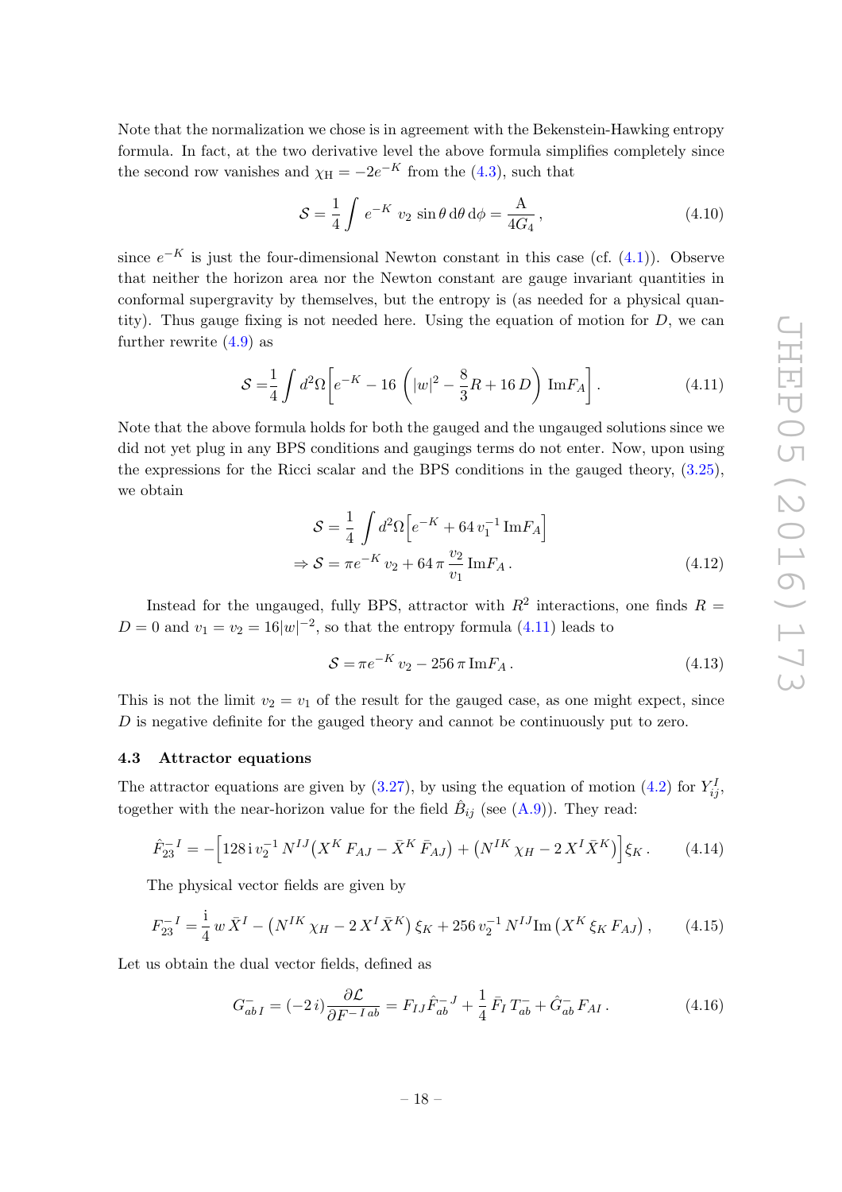Note that the normalization we chose is in agreement with the Bekenstein-Hawking entropy formula. In fact, at the two derivative level the above formula simplifies completely since the second row vanishes and $\chi_{\rm H} = -2e^{-K}$ from the (4.3), such that

$$\mathcal{S} = \frac{1}{4}\int e^{-K}\, v_2 \sin\theta\, \mathrm{d}\theta\, \mathrm{d}\phi = \frac{\mathrm{A}}{4G_4}\,, \tag{4.10}$$

since $e^{-K}$ is just the four-dimensional Newton constant in this case (cf. (4.1)). Observe that neither the horizon area nor the Newton constant are gauge invariant quantities in conformal supergravity by themselves, but the entropy is (as needed for a physical quantity). Thus gauge fixing is not needed here. Using the equation of motion for $D$, we can further rewrite (4.9) as

$$\mathcal{S} = \frac{1}{4}\int d^2\Omega \Big[ e^{-K} - 16\,\Big( |w|^2 - \frac{8}{3} R + 16\, D\Big)\, \mathrm{Im} F_A \Big]\,. \tag{4.11}$$

Note that the above formula holds for both the gauged and the ungauged solutions since we did not yet plug in any BPS conditions and gaugings terms do not enter. Now, upon using the expressions for the Ricci scalar and the BPS conditions in the gauged theory, (3.25), we obtain

$$\begin{aligned} \mathcal{S} &= \frac{1}{4}\int d^2\Omega \Big[ e^{-K} + 64\, v_1^{-1}\, \mathrm{Im} F_A \Big] \\ \Rightarrow \mathcal{S} &= \pi e^{-K}\, v_2 + 64\,\pi\, \frac{v_2}{v_1}\, \mathrm{Im} F_A\,. \end{aligned} \tag{4.12}$$

Instead for the ungauged, fully BPS, attractor with $R^2$ interactions, one finds $R = D = 0$ and $v_1 = v_2 = 16|w|^{-2}$, so that the entropy formula (4.11) leads to

$$\mathcal{S} = \pi e^{-K}\, v_2 - 256\,\pi\, \mathrm{Im} F_A\,. \tag{4.13}$$

This is not the limit $v_2 = v_1$ of the result for the gauged case, as one might expect, since $D$ is negative definite for the gauged theory and cannot be continuously put to zero.

### 4.3 Attractor equations

The attractor equations are given by (3.27), by using the equation of motion (4.2) for $Y^I_{ij}$, together with the near-horizon value for the field $\hat{B}_{ij}$ (see (A.9)). They read:

$$\hat{F}^{-\,I}_{23} = -\Big[ 128\,\mathrm{i}\, v_2^{-1}\, N^{IJ}\big( X^K\, F_{AJ} - \bar{X}^K\, \bar{F}_{AJ}\big) + \big( N^{IK}\, \chi_H - 2\, X^I\, \bar{X}^K\big) \Big] \xi_K\,. \tag{4.14}$$

The physical vector fields are given by

$$F^{-\,I}_{23} = \frac{\mathrm{i}}{4}\, w\, \bar{X}^I - \big( N^{IK}\, \chi_H - 2\, X^I\, \bar{X}^K\big)\, \xi_K + 256\, v_2^{-1}\, N^{IJ} \mathrm{Im}\, \big( X^K\, \xi_K\, F_{AJ}\big)\,, \tag{4.15}$$

Let us obtain the dual vector fields, defined as

$$G^-_{ab\,I} = (-2\,i) \frac{\partial \mathcal{L}}{\partial F^{-\,I\,ab}} = F_{IJ} \hat{F}^{-\,J}_{ab} + \frac{1}{4}\, \bar{F}_I\, T^-_{ab} + \hat{G}^-_{ab}\, F_{AI}\,. \tag{4.16}$$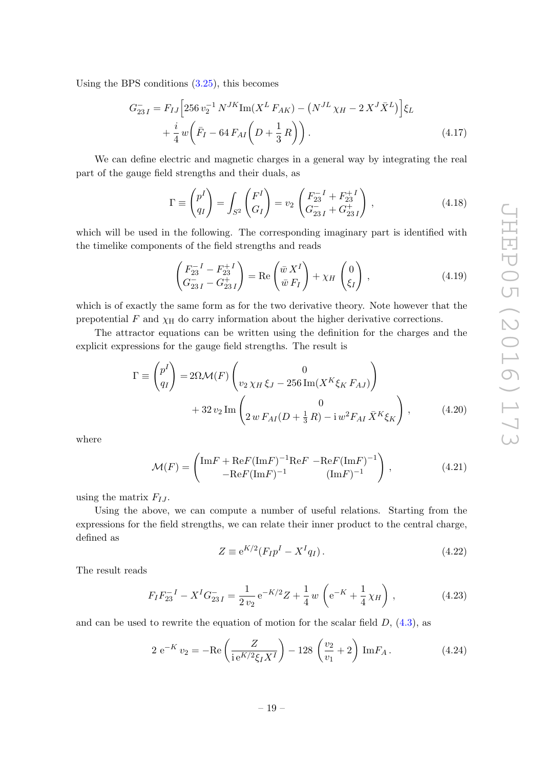Using the BPS conditions (3.25), this becomes

$$
\begin{aligned}
G^-_{23\,I} = F_{IJ}\Big[256\,v_2^{-1}\,N^{JK}\mathrm{Im}(X^L\,F_{AK}) - \big(N^{JL}\,\chi_H - 2\,X^J\,\bar{X}^L\big)\Big]\xi_L \\
+\,\frac{i}{4}\,w\Big(\bar{F}_I - 64\,F_{AI}\Big(D + \frac{1}{3}\,R\Big)\Big)\,.
\end{aligned}
\tag{4.17}
$$

We can define electric and magnetic charges in a general way by integrating the real part of the gauge field strengths and their duals, as

$$
\Gamma \equiv \begin{pmatrix} p^I \\ q_I \end{pmatrix} = \int_{S^2} \begin{pmatrix} F^I \\ G_I \end{pmatrix} = v_2 \begin{pmatrix} F^{-\,I}_{23} + F^{+\,I}_{23} \\ G^-_{23\,I} + G^+_{23\,I} \end{pmatrix}\,,
\tag{4.18}
$$

which will be used in the following. The corresponding imaginary part is identified with the timelike components of the field strengths and reads

$$
\begin{pmatrix} F^{-\,I}_{23} - F^{+\,I}_{23} \\ G^-_{23\,I} - G^+_{23\,I} \end{pmatrix} = \mathrm{Re}\begin{pmatrix} \bar{w}\,X^I \\ \bar{w}\,F_I \end{pmatrix} + \chi_H \begin{pmatrix} 0 \\ \xi_I \end{pmatrix}\,,
\tag{4.19}
$$

which is of exactly the same form as for the two derivative theory. Note however that the prepotential $F$ and $\chi_{\mathrm{H}}$ do carry information about the higher derivative corrections.

The attractor equations can be written using the definition for the charges and the explicit expressions for the gauge field strengths. The result is

$$
\begin{aligned}
\Gamma \equiv \begin{pmatrix} p^I \\ q_I \end{pmatrix} = 2\Omega\mathcal{M}(F)\begin{pmatrix} 0 \\ v_2\,\chi_H\,\xi_J - 256\,\mathrm{Im}(X^K\xi_K\,F_{AJ}) \end{pmatrix} \\
+\,32\,v_2\,\mathrm{Im}\begin{pmatrix} 0 \\ 2\,w\,F_{AI}(D + \frac{1}{3}\,R) - \mathrm{i}\,w^2 F_{AI}\,\bar{X}^K\xi_K \end{pmatrix}\,,
\end{aligned}
\tag{4.20}
$$

where

$$
\mathcal{M}(F) = \begin{pmatrix} \mathrm{Im}F + \mathrm{Re}F(\mathrm{Im}F)^{-1}\mathrm{Re}F & -\mathrm{Re}F(\mathrm{Im}F)^{-1} \\ -\mathrm{Re}F(\mathrm{Im}F)^{-1} & (\mathrm{Im}F)^{-1} \end{pmatrix}\,,
\tag{4.21}
$$

using the matrix $F_{IJ}$.

Using the above, we can compute a number of useful relations. Starting from the expressions for the field strengths, we can relate their inner product to the central charge, defined as

$$
Z \equiv \mathrm{e}^{K/2}(F_I p^I - X^I q_I)\,.
\tag{4.22}
$$

The result reads

$$
F_I F^{-\,I}_{23} - X^I G^-_{23\,I} = \frac{1}{2\,v_2}\,\mathrm{e}^{-K/2} Z + \frac{1}{4}\,w\,\left(\mathrm{e}^{-K} + \frac{1}{4}\,\chi_H\right)\,,
\tag{4.23}
$$

and can be used to rewrite the equation of motion for the scalar field $D$, (4.3), as

$$
2\,\mathrm{e}^{-K}\,v_2 = -\mathrm{Re}\left(\frac{Z}{\mathrm{i}\,\mathrm{e}^{K/2}\xi_I X^I}\right) - 128\,\left(\frac{v_2}{v_1} + 2\right)\,\mathrm{Im}F_A\,.
\tag{4.24}
$$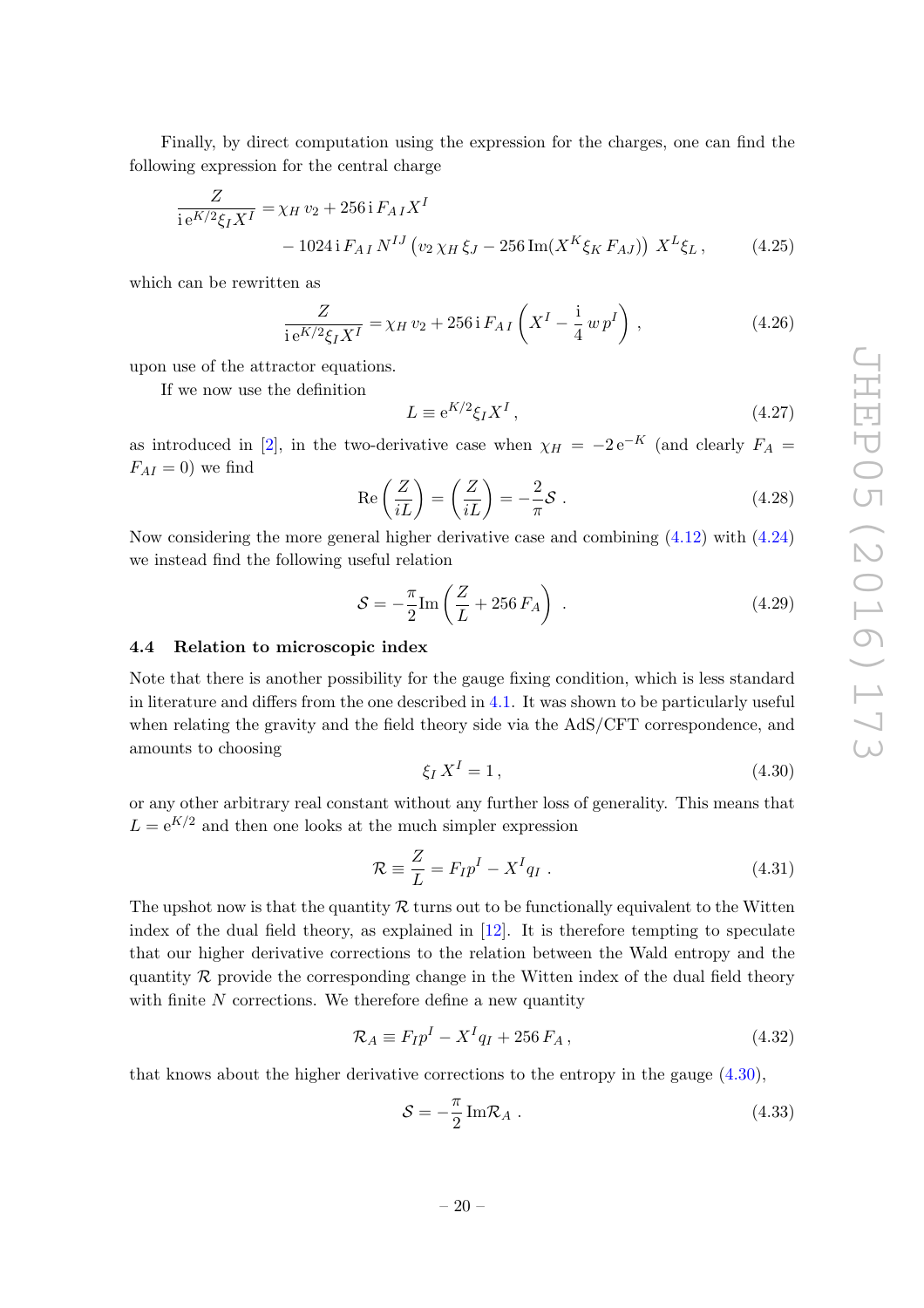Finally, by direct computation using the expression for the charges, one can find the following expression for the central charge

$$
\begin{aligned}
\frac{Z}{\mathrm{i}\,\mathrm{e}^{K/2}\xi_I X^I} &= \chi_H\, v_2 + 256\,\mathrm{i}\, F_{A\,I} X^I \\
&\quad - 1024\,\mathrm{i}\, F_{A\,I}\, N^{IJ}\left(v_2\, \chi_H\, \xi_J - 256\, \mathrm{Im}(X^K \xi_K\, F_{AJ})\right)\, X^L \xi_L\,, \qquad (4.25)
\end{aligned}
$$

which can be rewritten as

$$
\frac{Z}{\mathrm{i}\,\mathrm{e}^{K/2}\xi_I X^I} = \chi_H\, v_2 + 256\,\mathrm{i}\, F_{A\,I}\left(X^I - \frac{\mathrm{i}}{4}\, w\, p^I\right)\,, \qquad (4.26)
$$

upon use of the attractor equations.

If we now use the definition

$$
L \equiv \mathrm{e}^{K/2}\xi_I X^I\,, \qquad (4.27)
$$

as introduced in [2], in the two-derivative case when $\chi_H = -2\,\mathrm{e}^{-K}$ (and clearly $F_A = F_{AI} = 0$) we find

$$
\mathrm{Re}\left(\frac{Z}{iL}\right) = \left(\frac{Z}{iL}\right) = -\frac{2}{\pi}\mathcal{S}\,. \qquad (4.28)
$$

Now considering the more general higher derivative case and combining (4.12) with (4.24) we instead find the following useful relation

$$
\mathcal{S} = -\frac{\pi}{2}\mathrm{Im}\left(\frac{Z}{L} + 256\, F_A\right)\,. \qquad (4.29)
$$

### 4.4 Relation to microscopic index

Note that there is another possibility for the gauge fixing condition, which is less standard in literature and differs from the one described in 4.1. It was shown to be particularly useful when relating the gravity and the field theory side via the AdS/CFT correspondence, and amounts to choosing

$$
\xi_I\, X^I = 1\,, \qquad (4.30)
$$

or any other arbitrary real constant without any further loss of generality. This means that $L = \mathrm{e}^{K/2}$ and then one looks at the much simpler expression

$$
\mathcal{R} \equiv \frac{Z}{L} = F_I p^I - X^I q_I\,. \qquad (4.31)
$$

The upshot now is that the quantity $\mathcal{R}$ turns out to be functionally equivalent to the Witten index of the dual field theory, as explained in [12]. It is therefore tempting to speculate that our higher derivative corrections to the relation between the Wald entropy and the quantity $\mathcal{R}$ provide the corresponding change in the Witten index of the dual field theory with finite $N$ corrections. We therefore define a new quantity

$$
\mathcal{R}_A \equiv F_I p^I - X^I q_I + 256\, F_A\,, \qquad (4.32)
$$

that knows about the higher derivative corrections to the entropy in the gauge (4.30),

$$
\mathcal{S} = -\frac{\pi}{2}\,\mathrm{Im}\mathcal{R}_A\,. \qquad (4.33)
$$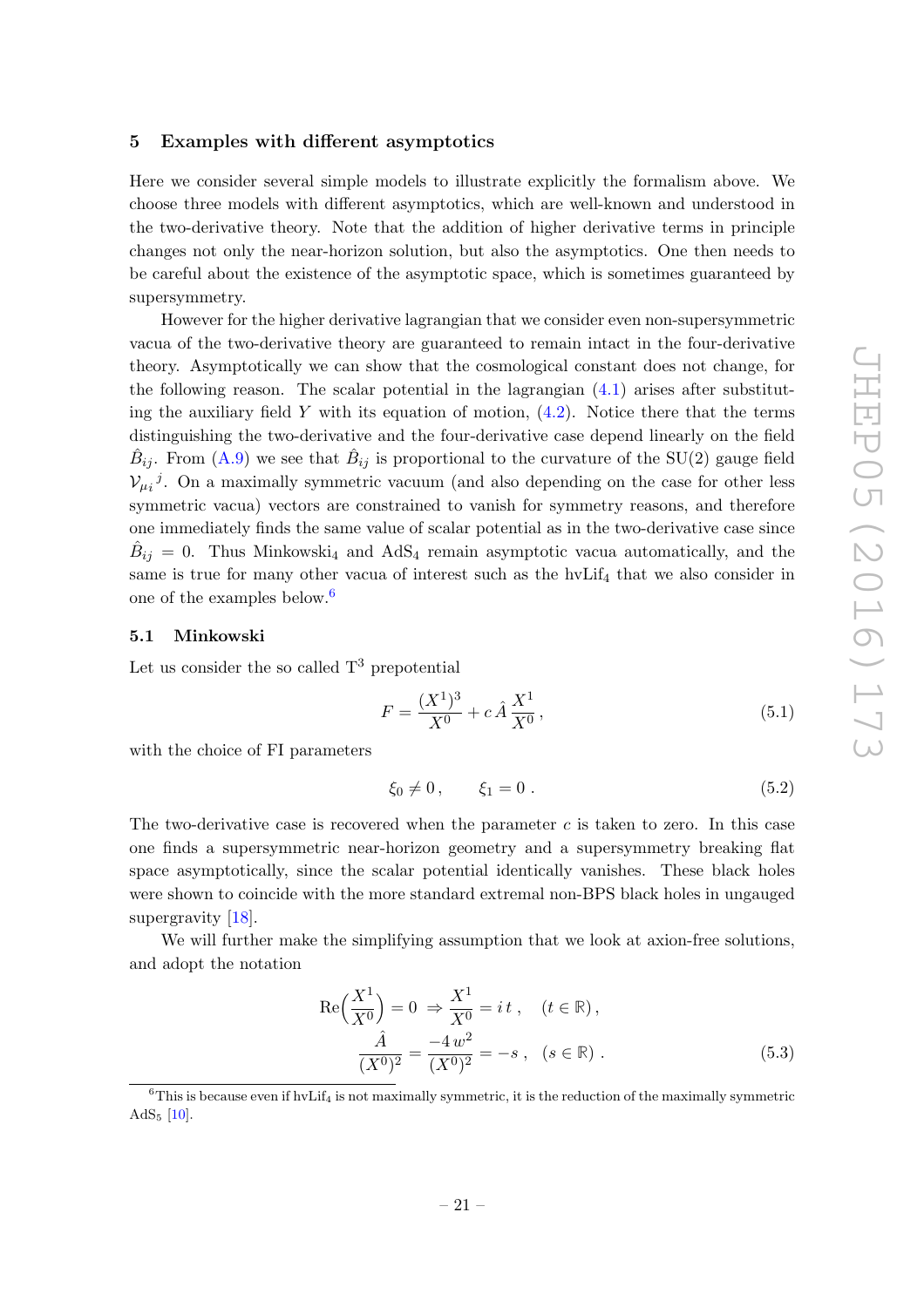## 5 Examples with different asymptotics

Here we consider several simple models to illustrate explicitly the formalism above. We choose three models with different asymptotics, which are well-known and understood in the two-derivative theory. Note that the addition of higher derivative terms in principle changes not only the near-horizon solution, but also the asymptotics. One then needs to be careful about the existence of the asymptotic space, which is sometimes guaranteed by supersymmetry.

However for the higher derivative lagrangian that we consider even non-supersymmetric vacua of the two-derivative theory are guaranteed to remain intact in the four-derivative theory. Asymptotically we can show that the cosmological constant does not change, for the following reason. The scalar potential in the lagrangian (4.1) arises after substituting the auxiliary field $Y$ with its equation of motion, (4.2). Notice there that the terms distinguishing the two-derivative and the four-derivative case depend linearly on the field $\hat{B}_{ij}$. From (A.9) we see that $\hat{B}_{ij}$ is proportional to the curvature of the SU(2) gauge field ${\mathcal{V}_{\mu i}}^{j}$. On a maximally symmetric vacuum (and also depending on the case for other less symmetric vacua) vectors are constrained to vanish for symmetry reasons, and therefore one immediately finds the same value of scalar potential as in the two-derivative case since $\hat{B}_{ij} = 0$. Thus Minkowski$_4$ and AdS$_4$ remain asymptotic vacua automatically, and the same is true for many other vacua of interest such as the hvLif$_4$ that we also consider in one of the examples below.[6]

### 5.1 Minkowski

Let us consider the so called T$^3$ prepotential

$$F = \frac{(X^1)^3}{X^0} + c\,\hat{A}\,\frac{X^1}{X^0}\,, \tag{5.1}$$

with the choice of FI parameters

$$\xi_0 \neq 0\,, \qquad \xi_1 = 0\,. \tag{5.2}$$

The two-derivative case is recovered when the parameter $c$ is taken to zero. In this case one finds a supersymmetric near-horizon geometry and a supersymmetry breaking flat space asymptotically, since the scalar potential identically vanishes. These black holes were shown to coincide with the more standard extremal non-BPS black holes in ungauged supergravity [18].

We will further make the simplifying assumption that we look at axion-free solutions, and adopt the notation

$$\begin{aligned}
\mathrm{Re}\Big(\frac{X^1}{X^0}\Big) = 0 \;\Rightarrow\; \frac{X^1}{X^0} = i\,t\,, \quad (t \in \mathbb{R})\,,\\
\frac{\hat{A}}{(X^0)^2} = \frac{-4\,w^2}{(X^0)^2} = -s\,, \quad (s \in \mathbb{R})\,.
\end{aligned} \tag{5.3}$$

[6] This is because even if hvLif$_4$ is not maximally symmetric, it is the reduction of the maximally symmetric AdS$_5$ [10].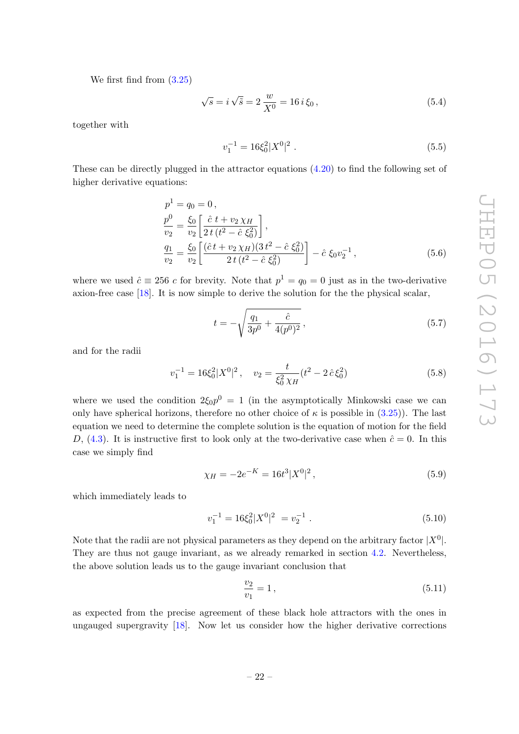We first find from (3.25)

$$\sqrt{s} = i\,\sqrt{\bar{s}} = 2\,\frac{w}{X^0} = 16\,i\,\xi_0\,, \tag{5.4}$$

together with

$$v_1^{-1} = 16\xi_0^2|X^0|^2\;. \tag{5.5}$$

These can be directly plugged in the attractor equations (4.20) to find the following set of higher derivative equations:

$$\begin{aligned}
&p^1 = q_0 = 0\,,\\
&\frac{p^0}{v_2} = \frac{\xi_0}{v_2}\left[\frac{\hat{c}\;t + v_2\,\chi_H}{2\,t\,(t^2 - \hat{c}\;\xi_0^2)}\right],\\
&\frac{q_1}{v_2} = \frac{\xi_0}{v_2}\left[\frac{(\hat{c}\,t + v_2\,\chi_H)(3\,t^2 - \hat{c}\;\xi_0^2)}{2\,t\,(t^2 - \hat{c}\;\xi_0^2)}\right] - \hat{c}\;\xi_0 v_2^{-1}\,,
\end{aligned} \tag{5.6}$$

where we used $\hat{c} \equiv 256\;c$ for brevity. Note that $p^1 = q_0 = 0$ just as in the two-derivative axion-free case [18]. It is now simple to derive the solution for the the physical scalar,

$$t = -\sqrt{\frac{q_1}{3p^0} + \frac{\hat{c}}{4(p^0)^2}}\,, \tag{5.7}$$

and for the radii

$$v_1^{-1} = 16\xi_0^2|X^0|^2\,,\quad v_2 = \frac{t}{\xi_0^2\,\chi_H}(t^2 - 2\,\hat{c}\,\xi_0^2) \tag{5.8}$$

where we used the condition $2\xi_0 p^0 = 1$ (in the asymptotically Minkowski case we can only have spherical horizons, therefore no other choice of $\kappa$ is possible in (3.25)). The last equation we need to determine the complete solution is the equation of motion for the field $D$, (4.3). It is instructive first to look only at the two-derivative case when $\hat{c} = 0$. In this case we simply find

$$\chi_H = -2e^{-K} = 16t^3|X^0|^2\,, \tag{5.9}$$

which immediately leads to

$$v_1^{-1} = 16\xi_0^2|X^0|^2\; = v_2^{-1}\;. \tag{5.10}$$

Note that the radii are not physical parameters as they depend on the arbitrary factor $|X^0|$. They are thus not gauge invariant, as we already remarked in section 4.2. Nevertheless, the above solution leads us to the gauge invariant conclusion that

$$\frac{v_2}{v_1} = 1\,, \tag{5.11}$$

as expected from the precise agreement of these black hole attractors with the ones in ungauged supergravity [18]. Now let us consider how the higher derivative corrections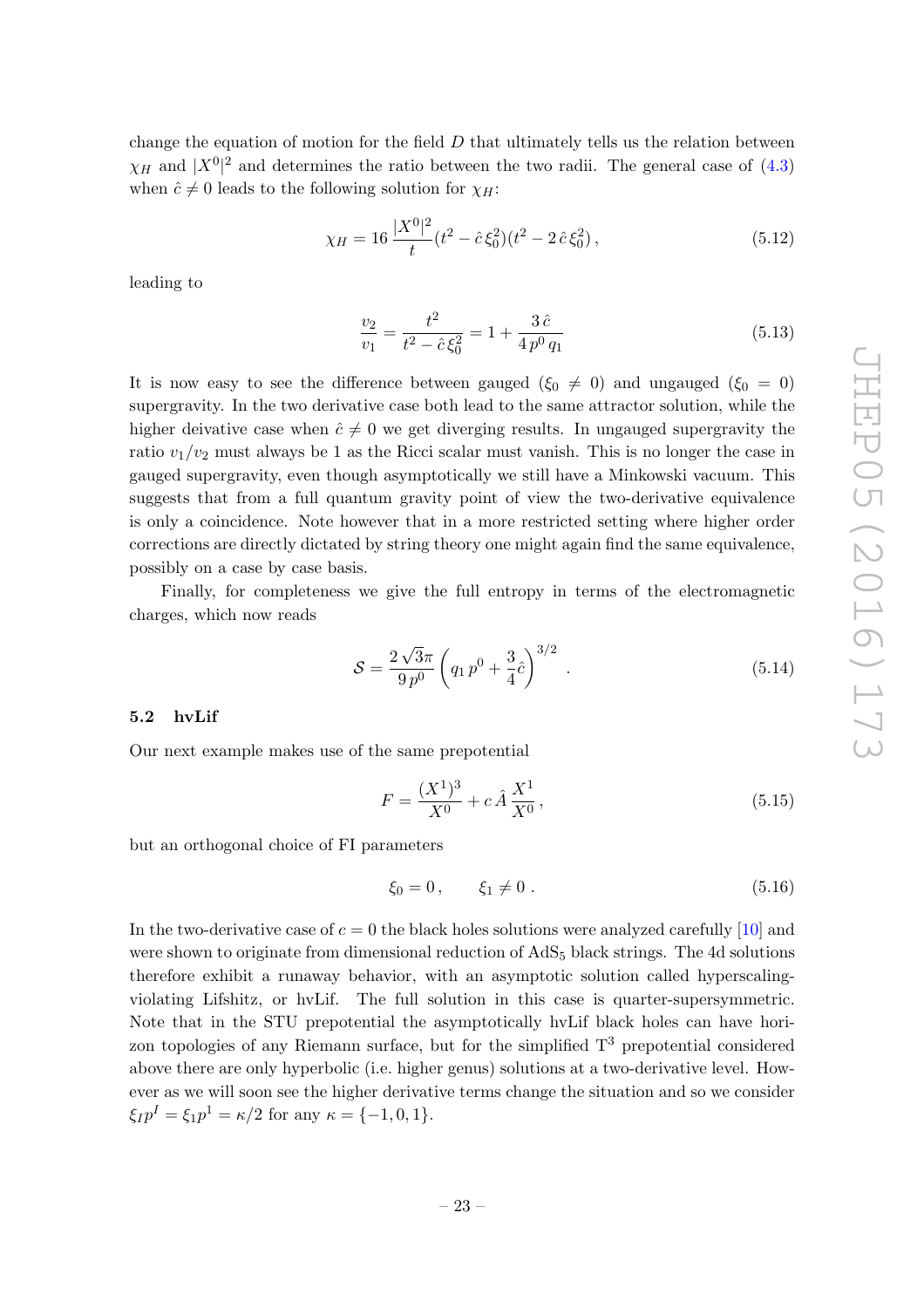change the equation of motion for the field $D$ that ultimately tells us the relation between $\chi_H$ and $|X^0|^2$ and determines the ratio between the two radii. The general case of (4.3) when $\hat{c} \neq 0$ leads to the following solution for $\chi_H$:

$$\chi_H = 16\,\frac{|X^0|^2}{t}(t^2 - \hat{c}\,\xi_0^2)(t^2 - 2\,\hat{c}\,\xi_0^2)\,, \tag{5.12}$$

leading to

$$\frac{v_2}{v_1} = \frac{t^2}{t^2 - \hat{c}\,\xi_0^2} = 1 + \frac{3\,\hat{c}}{4\,p^0\,q_1} \tag{5.13}$$

It is now easy to see the difference between gauged ($\xi_0 \neq 0$) and ungauged ($\xi_0 = 0$) supergravity. In the two derivative case both lead to the same attractor solution, while the higher deivative case when $\hat{c} \neq 0$ we get diverging results. In ungauged supergravity the ratio $v_1/v_2$ must always be 1 as the Ricci scalar must vanish. This is no longer the case in gauged supergravity, even though asymptotically we still have a Minkowski vacuum. This suggests that from a full quantum gravity point of view the two-derivative equivalence is only a coincidence. Note however that in a more restricted setting where higher order corrections are directly dictated by string theory one might again find the same equivalence, possibly on a case by case basis.

Finally, for completeness we give the full entropy in terms of the electromagnetic charges, which now reads

$$\mathcal{S} = \frac{2\sqrt{3}\pi}{9\,p^0}\left(q_1\,p^0 + \frac{3}{4}\hat{c}\right)^{3/2}\,. \tag{5.14}$$

### 5.2 hvLif

Our next example makes use of the same prepotential

$$F = \frac{(X^1)^3}{X^0} + c\,\hat{A}\,\frac{X^1}{X^0}\,, \tag{5.15}$$

but an orthogonal choice of FI parameters

$$\xi_0 = 0\,, \qquad \xi_1 \neq 0\,. \tag{5.16}$$

In the two-derivative case of $c = 0$ the black holes solutions were analyzed carefully [10] and were shown to originate from dimensional reduction of $\mathrm{AdS}_5$ black strings. The 4d solutions therefore exhibit a runaway behavior, with an asymptotic solution called hyperscaling-violating Lifshitz, or hvLif. The full solution in this case is quarter-supersymmetric. Note that in the STU prepotential the asymptotically hvLif black holes can have horizon topologies of any Riemann surface, but for the simplified $\mathrm{T}^3$ prepotential considered above there are only hyperbolic (i.e. higher genus) solutions at a two-derivative level. However as we will soon see the higher derivative terms change the situation and so we consider $\xi_I p^I = \xi_1 p^1 = \kappa/2$ for any $\kappa = \{-1, 0, 1\}$.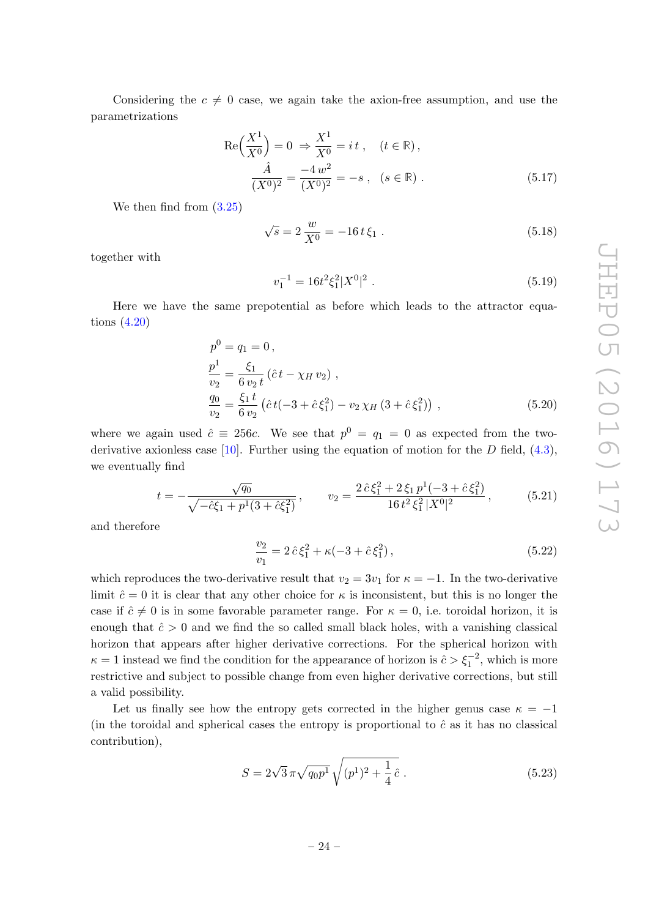Considering the $c \neq 0$ case, we again take the axion-free assumption, and use the parametrizations

$$
\begin{aligned}
\mathrm{Re}\Big(\frac{X^1}{X^0}\Big) = 0 \;\Rightarrow \frac{X^1}{X^0} &= i\,t\,, \quad (t \in \mathbb{R})\,, \\
\frac{\hat{A}}{(X^0)^2} = \frac{-4\,w^2}{(X^0)^2} &= -s\,, \quad (s \in \mathbb{R})\,.
\end{aligned} \tag{5.17}
$$

We then find from (3.25)

$$
\sqrt{s} = 2\,\frac{w}{X^0} = -16\,t\,\xi_1\,. \tag{5.18}
$$

together with

$$
v_1^{-1} = 16t^2\xi_1^2|X^0|^2\,. \tag{5.19}
$$

Here we have the same prepotential as before which leads to the attractor equations (4.20)

$$
\begin{aligned}
p^0 &= q_1 = 0\,, \\
\frac{p^1}{v_2} &= \frac{\xi_1}{6\,v_2\,t}\left(\hat{c}\,t - \chi_H\,v_2\right)\,, \\
\frac{q_0}{v_2} &= \frac{\xi_1\,t}{6\,v_2}\left(\hat{c}\,t(-3+\hat{c}\,\xi_1^2) - v_2\,\chi_H\,(3+\hat{c}\,\xi_1^2)\right)\,,
\end{aligned} \tag{5.20}
$$

where we again used $\hat{c} \equiv 256c$. We see that $p^0 = q_1 = 0$ as expected from the two-derivative axionless case [10]. Further using the equation of motion for the $D$ field, (4.3), we eventually find

$$
t = -\frac{\sqrt{q_0}}{\sqrt{-\hat{c}\xi_1 + p^1(3+\hat{c}\xi_1^2)}}\,, \qquad v_2 = \frac{2\,\hat{c}\,\xi_1^2 + 2\,\xi_1\,p^1(-3+\hat{c}\,\xi_1^2)}{16\,t^2\,\xi_1^2\,|X^0|^2}\,, \tag{5.21}
$$

and therefore

$$
\frac{v_2}{v_1} = 2\,\hat{c}\,\xi_1^2 + \kappa(-3+\hat{c}\,\xi_1^2)\,, \tag{5.22}
$$

which reproduces the two-derivative result that $v_2 = 3v_1$ for $\kappa = -1$. In the two-derivative limit $\hat{c} = 0$ it is clear that any other choice for $\kappa$ is inconsistent, but this is no longer the case if $\hat{c} \neq 0$ is in some favorable parameter range. For $\kappa = 0$, i.e. toroidal horizon, it is enough that $\hat{c} > 0$ and we find the so called small black holes, with a vanishing classical horizon that appears after higher derivative corrections. For the spherical horizon with $\kappa = 1$ instead we find the condition for the appearance of horizon is $\hat{c} > \xi_1^{-2}$, which is more restrictive and subject to possible change from even higher derivative corrections, but still a valid possibility.

Let us finally see how the entropy gets corrected in the higher genus case $\kappa = -1$ (in the toroidal and spherical cases the entropy is proportional to $\hat{c}$ as it has no classical contribution),

$$
S = 2\sqrt{3}\,\pi\sqrt{q_0p^1}\,\sqrt{(p^1)^2 + \frac{1}{4}\,\hat{c}}\,. \tag{5.23}
$$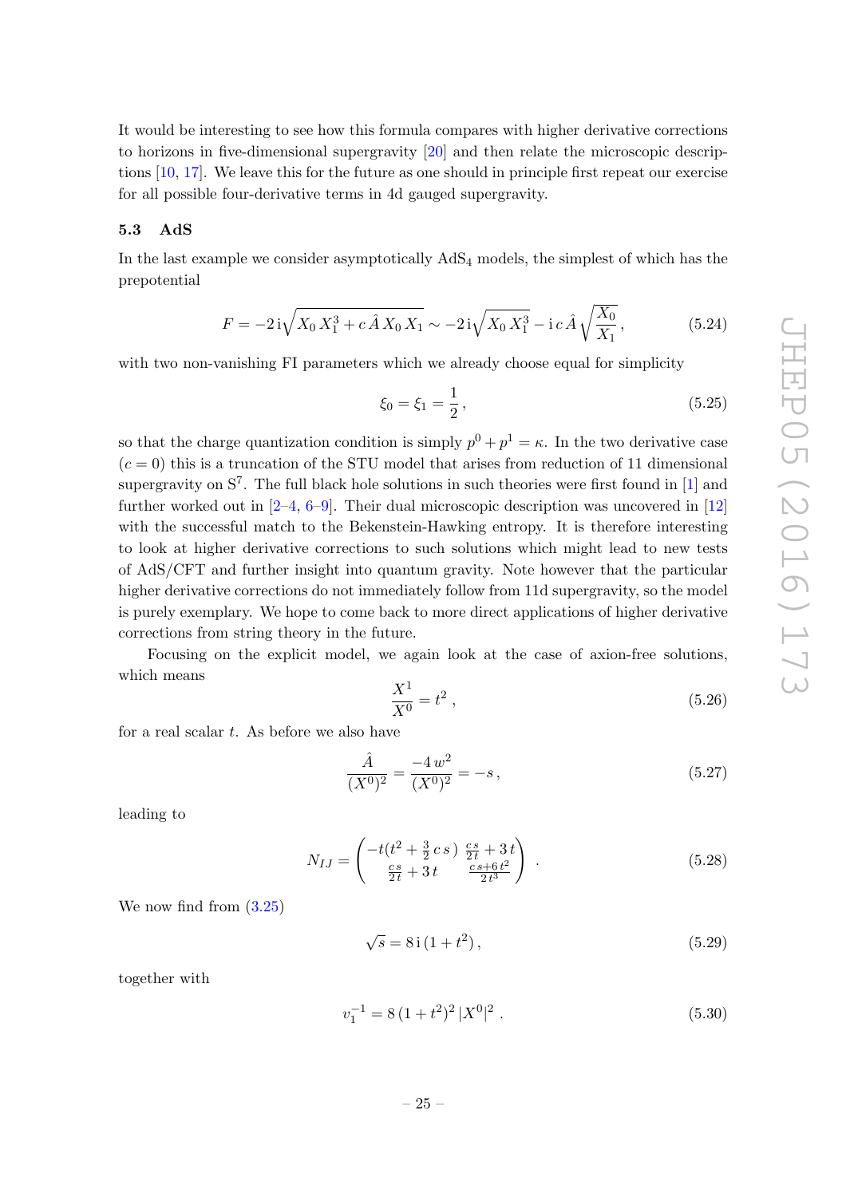It would be interesting to see how this formula compares with higher derivative corrections to horizons in five-dimensional supergravity [20] and then relate the microscopic descriptions [10, 17]. We leave this for the future as one should in principle first repeat our exercise for all possible four-derivative terms in 4d gauged supergravity.

### 5.3 AdS

In the last example we consider asymptotically $\mathrm{AdS}_4$ models, the simplest of which has the prepotential

$$F = -2\,\mathrm{i}\sqrt{X_0\,X_1^3 + c\,\hat{A}\,X_0\,X_1} \sim -2\,\mathrm{i}\sqrt{X_0\,X_1^3} - \mathrm{i}\,c\,\hat{A}\,\sqrt{\frac{X_0}{X_1}}\,, \tag{5.24}$$

with two non-vanishing FI parameters which we already choose equal for simplicity

$$\xi_0 = \xi_1 = \frac{1}{2}\,, \tag{5.25}$$

so that the charge quantization condition is simply $p^0 + p^1 = \kappa$. In the two derivative case ($c = 0$) this is a truncation of the STU model that arises from reduction of 11 dimensional supergravity on $\mathrm{S}^7$. The full black hole solutions in such theories were first found in [1] and further worked out in [2–4, 6–9]. Their dual microscopic description was uncovered in [12] with the successful match to the Bekenstein-Hawking entropy. It is therefore interesting to look at higher derivative corrections to such solutions which might lead to new tests of AdS/CFT and further insight into quantum gravity. Note however that the particular higher derivative corrections do not immediately follow from 11d supergravity, so the model is purely exemplary. We hope to come back to more direct applications of higher derivative corrections from string theory in the future.

Focusing on the explicit model, we again look at the case of axion-free solutions, which means

$$\frac{X^1}{X^0} = t^2\ , \tag{5.26}$$

for a real scalar $t$. As before we also have

$$\frac{\hat{A}}{(X^0)^2} = \frac{-4\,w^2}{(X^0)^2} = -s\,, \tag{5.27}$$

leading to

$$N_{IJ} = \begin{pmatrix} -t(t^2 + \frac{3}{2}\,c\,s\,) & \frac{c\,s}{2\,t} + 3\,t \\ \frac{c\,s}{2\,t} + 3\,t & \frac{c\,s + 6\,t^2}{2\,t^3} \end{pmatrix}\ . \tag{5.28}$$

We now find from (3.25)

$$\sqrt{s} = 8\,\mathrm{i}\,(1 + t^2)\,, \tag{5.29}$$

together with

$$v_1^{-1} = 8\,(1 + t^2)^2\,|X^0|^2\ . \tag{5.30}$$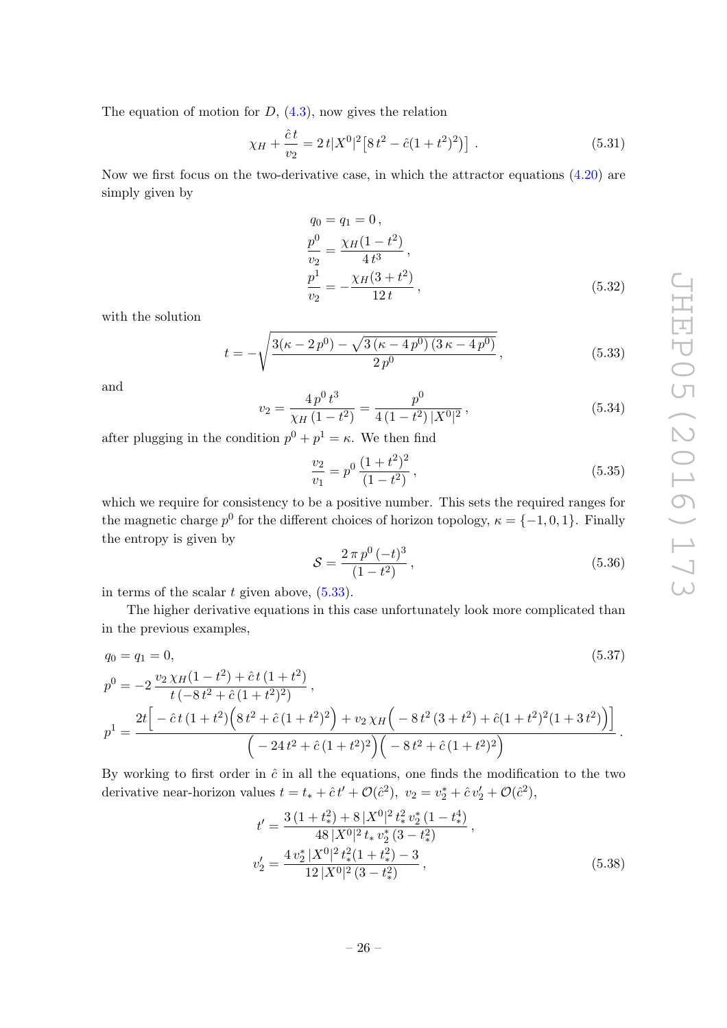The equation of motion for $D$, (4.3), now gives the relation

$$\chi_H + \frac{\hat{c}\, t}{v_2} = 2\, t |X^0|^2 \big[ 8\, t^2 - \hat{c}(1+t^2)^2 \big] \,. \tag{5.31}$$

Now we first focus on the two-derivative case, in which the attractor equations (4.20) are simply given by

$$\begin{aligned}
q_0 &= q_1 = 0\,, \\
\frac{p^0}{v_2} &= \frac{\chi_H (1-t^2)}{4\, t^3}\,, \\
\frac{p^1}{v_2} &= -\frac{\chi_H (3+t^2)}{12\, t}\,,
\end{aligned} \tag{5.32}$$

with the solution

$$t = -\sqrt{\frac{3(\kappa - 2\, p^0) - \sqrt{3\, (\kappa - 4\, p^0)\, (3\, \kappa - 4\, p^0)}}{2\, p^0}}\,, \tag{5.33}$$

and

$$v_2 = \frac{4\, p^0\, t^3}{\chi_H\, (1-t^2)} = \frac{p^0}{4\, (1-t^2)\, |X^0|^2}\,, \tag{5.34}$$

after plugging in the condition $p^0 + p^1 = \kappa$. We then find

$$\frac{v_2}{v_1} = p^0\, \frac{(1+t^2)^2}{(1-t^2)}\,, \tag{5.35}$$

which we require for consistency to be a positive number. This sets the required ranges for the magnetic charge $p^0$ for the different choices of horizon topology, $\kappa = \{-1, 0, 1\}$. Finally the entropy is given by

$$\mathcal{S} = \frac{2\, \pi\, p^0\, (-t)^3}{(1-t^2)}\,, \tag{5.36}$$

in terms of the scalar $t$ given above, (5.33).

The higher derivative equations in this case unfortunately look more complicated than in the previous examples,

$$\begin{aligned}
&q_0 = q_1 = 0, \\
&p^0 = -2\, \frac{v_2\, \chi_H (1-t^2) + \hat{c}\, t\, (1+t^2)}{t\, (-8\, t^2 + \hat{c}\, (1+t^2)^2)}\,, \\
&p^1 = \frac{2t\Big[ -\hat{c}\, t\, (1+t^2)\Big(8\, t^2 + \hat{c}\, (1+t^2)^2\Big) + v_2\, \chi_H \Big( -8\, t^2\, (3+t^2) + \hat{c}(1+t^2)^2(1+3\, t^2)\Big)\Big]}{\Big( -24\, t^2 + \hat{c}\, (1+t^2)^2\Big)\Big( -8\, t^2 + \hat{c}\, (1+t^2)^2\Big)}\,.
\end{aligned} \tag{5.37}$$

By working to first order in $\hat{c}$ in all the equations, one finds the modification to the two derivative near-horizon values $t = t_* + \hat{c}\, t' + \mathcal{O}(\hat{c}^2)$, $v_2 = v_2^* + \hat{c}\, v_2' + \mathcal{O}(\hat{c}^2)$,

$$\begin{aligned}
t' &= \frac{3\, (1+t_*^2) + 8\, |X^0|^2\, t_*^2\, v_2^*\, (1-t_*^4)}{48\, |X^0|^2\, t_*\, v_2^*\, (3-t_*^2)}\,, \\
v_2' &= \frac{4\, v_2^*\, |X^0|^2\, t_*^2 (1+t_*^2) - 3}{12\, |X^0|^2\, (3-t_*^2)}\,,
\end{aligned} \tag{5.38}$$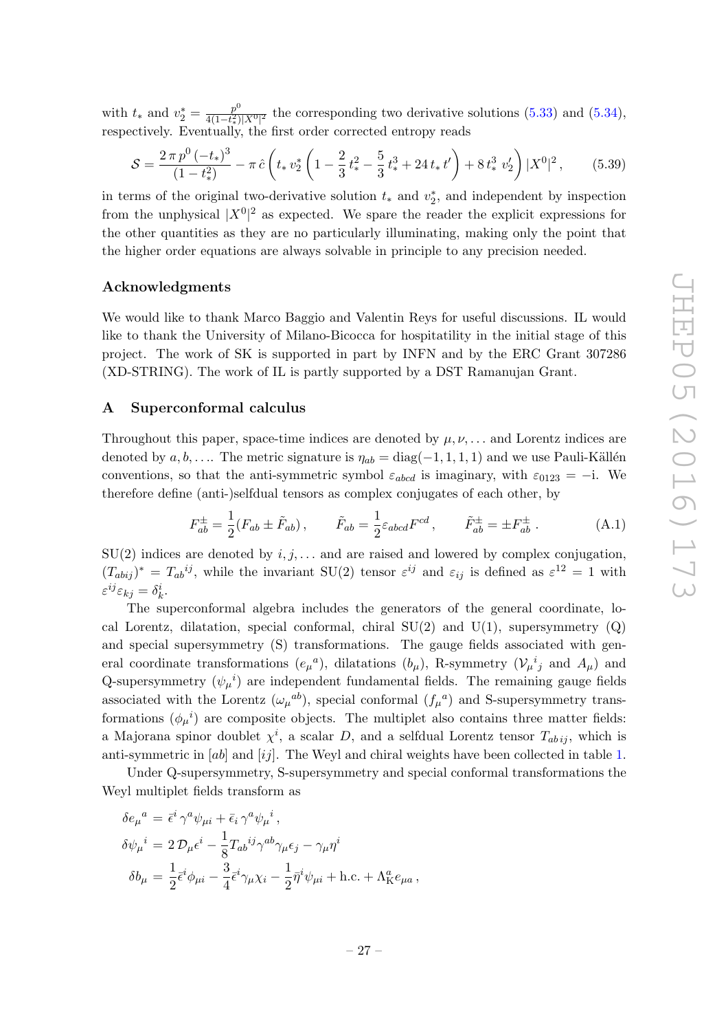with $t_*$ and $v_2^* = \frac{p^0}{4(1-t_*^2)|X^0|^2}$ the corresponding two derivative solutions (5.33) and (5.34), respectively. Eventually, the first order corrected entropy reads

$$\mathcal{S} = \frac{2\,\pi\,p^0\,(-t_*)^3}{(1-t_*^2)} - \pi\,\hat{c}\left(t_*\,v_2^*\left(1 - \frac{2}{3}\,t_*^2 - \frac{5}{3}\,t_*^3 + 24\,t_*\,t'\right) + 8\,t_*^3\,v_2'\right)|X^0|^2\,, \tag{5.39}$$

in terms of the original two-derivative solution $t_*$ and $v_2^*$, and independent by inspection from the unphysical $|X^0|^2$ as expected. We spare the reader the explicit expressions for the other quantities as they are no particularly illuminating, making only the point that the higher order equations are always solvable in principle to any precision needed.

## Acknowledgments

We would like to thank Marco Baggio and Valentin Reys for useful discussions. IL would like to thank the University of Milano-Bicocca for hospitatility in the initial stage of this project. The work of SK is supported in part by INFN and by the ERC Grant 307286 (XD-STRING). The work of IL is partly supported by a DST Ramanujan Grant.

## A Superconformal calculus

Throughout this paper, space-time indices are denoted by $\mu, \nu, \ldots$ and Lorentz indices are denoted by $a, b, \ldots$. The metric signature is $\eta_{ab} = \mathrm{diag}(-1,1,1,1)$ and we use Pauli-Källén conventions, so that the anti-symmetric symbol $\varepsilon_{abcd}$ is imaginary, with $\varepsilon_{0123} = -\mathrm{i}$. We therefore define (anti-)selfdual tensors as complex conjugates of each other, by

$$F^{\pm}_{ab} = \frac{1}{2}(F_{ab} \pm \tilde{F}_{ab})\,, \qquad \tilde{F}_{ab} = \frac{1}{2}\varepsilon_{abcd}F^{cd}\,, \qquad \tilde{F}^{\pm}_{ab} = \pm F^{\pm}_{ab}\,. \tag{A.1}$$

SU(2) indices are denoted by $i, j, \ldots$ and are raised and lowered by complex conjugation, $(T_{ab\,ij})^* = T_{ab}{}^{ij}$, while the invariant SU(2) tensor $\varepsilon^{ij}$ and $\varepsilon_{ij}$ is defined as $\varepsilon^{12} = 1$ with $\varepsilon^{ij}\varepsilon_{kj} = \delta^i_k$.

The superconformal algebra includes the generators of the general coordinate, local Lorentz, dilatation, special conformal, chiral SU(2) and U(1), supersymmetry (Q) and special supersymmetry (S) transformations. The gauge fields associated with general coordinate transformations ($e_\mu{}^a$), dilatations ($b_\mu$), R-symmetry ($\mathcal{V}_\mu{}^i{}_j$ and $A_\mu$) and Q-supersymmetry ($\psi_\mu{}^i$) are independent fundamental fields. The remaining gauge fields associated with the Lorentz ($\omega_\mu{}^{ab}$), special conformal ($f_\mu{}^a$) and S-supersymmetry transformations ($\phi_\mu{}^i$) are composite objects. The multiplet also contains three matter fields: a Majorana spinor doublet $\chi^i$, a scalar $D$, and a selfdual Lorentz tensor $T_{ab\,ij}$, which is anti-symmetric in $[ab]$ and $[ij]$. The Weyl and chiral weights have been collected in table 1.

Under Q-supersymmetry, S-supersymmetry and special conformal transformations the Weyl multiplet fields transform as

$$\begin{aligned}
\delta e_\mu{}^a &= \bar{\epsilon}^i\,\gamma^a\psi_{\mu i} + \bar{\epsilon}_i\,\gamma^a\psi_\mu{}^i\,,\\
\delta\psi_\mu{}^i &= 2\,\mathcal{D}_\mu\epsilon^i - \frac{1}{8}T_{ab}{}^{ij}\gamma^{ab}\gamma_\mu\epsilon_j - \gamma_\mu\eta^i\\
\delta b_\mu &= \frac{1}{2}\bar{\epsilon}^i\phi_{\mu i} - \frac{3}{4}\bar{\epsilon}^i\gamma_\mu\chi_i - \frac{1}{2}\bar{\eta}^i\psi_{\mu i} + \text{h.c.} + \Lambda^a_{\mathrm{K}}e_{\mu a}\,,
\end{aligned}$$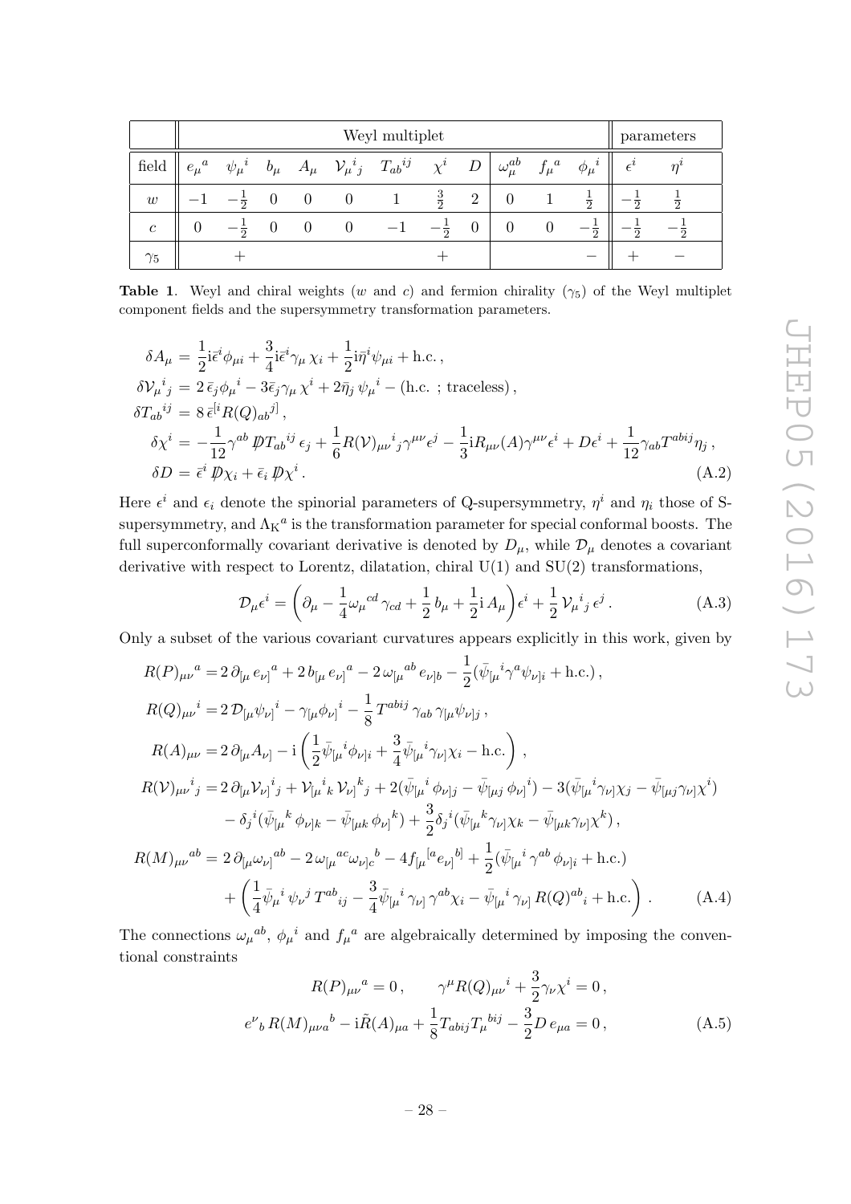| | Weyl multiplet | | | | | | | | | | | parameters | |
|---|---|---|---|---|---|---|---|---|---|---|---|---|---|
| field | $e_\mu{}^a$ | $\psi_\mu{}^i$ | $b_\mu$ | $A_\mu$ | $\mathcal{V}_\mu{}^i{}_j$ | $T_{ab}{}^{ij}$ | $\chi^i$ | $D$ | $\omega_\mu^{ab}$ | $f_\mu{}^a$ | $\phi_\mu{}^i$ | $\epsilon^i$ | $\eta^i$ |
| $w$ | $-1$ | $-\frac{1}{2}$ | $0$ | $0$ | $0$ | $1$ | $\frac{3}{2}$ | $2$ | $0$ | $1$ | $\frac{1}{2}$ | $-\frac{1}{2}$ | $\frac{1}{2}$ |
| $c$ | $0$ | $-\frac{1}{2}$ | $0$ | $0$ | $0$ | $-1$ | $-\frac{1}{2}$ | $0$ | $0$ | $0$ | $-\frac{1}{2}$ | $-\frac{1}{2}$ | $-\frac{1}{2}$ |
| $\gamma_5$ | | $+$ | | | | | $+$ | | | | $-$ | $+$ | $-$ |

**Table 1**. Weyl and chiral weights ($w$ and $c$) and fermion chirality ($\gamma_5$) of the Weyl multiplet component fields and the supersymmetry transformation parameters.

$$
\begin{aligned}
\delta A_\mu &= \frac{1}{2}\mathrm{i}\bar\epsilon^i\phi_{\mu i} + \frac{3}{4}\mathrm{i}\bar\epsilon^i\gamma_\mu\,\chi_i + \frac{1}{2}\mathrm{i}\bar\eta^i\psi_{\mu i} + \text{h.c.}\,,\\
\delta\mathcal{V}_\mu{}^i{}_j &= 2\,\bar\epsilon_j\phi_\mu{}^i - 3\bar\epsilon_j\gamma_\mu\,\chi^i + 2\bar\eta_j\,\psi_\mu{}^i - (\text{h.c. ; traceless})\,,\\
\delta T_{ab}{}^{ij} &= 8\,\bar\epsilon^{[i}R(Q)_{ab}{}^{j]}\,,\\
\delta\chi^i &= -\frac{1}{12}\gamma^{ab}\,\not{D}T_{ab}{}^{ij}\,\epsilon_j + \frac{1}{6}R(\mathcal{V})_{\mu\nu}{}^i{}_j\gamma^{\mu\nu}\epsilon^j - \frac{1}{3}\mathrm{i}R_{\mu\nu}(A)\gamma^{\mu\nu}\epsilon^i + D\epsilon^i + \frac{1}{12}\gamma_{ab}T^{abij}\eta_j\,,\\
\delta D &= \bar\epsilon^i\,\not{D}\chi_i + \bar\epsilon_i\,\not{D}\chi^i\,.
\end{aligned}
\tag{A.2}
$$

Here $\epsilon^i$ and $\epsilon_i$ denote the spinorial parameters of Q-supersymmetry, $\eta^i$ and $\eta_i$ those of S-supersymmetry, and $\Lambda_{\rm K}{}^a$ is the transformation parameter for special conformal boosts. The full superconformally covariant derivative is denoted by $D_\mu$, while $\mathcal{D}_\mu$ denotes a covariant derivative with respect to Lorentz, dilatation, chiral U(1) and SU(2) transformations,

$$
\mathcal{D}_\mu\epsilon^i = \left(\partial_\mu - \frac{1}{4}\omega_\mu{}^{cd}\,\gamma_{cd} + \frac{1}{2}\,b_\mu + \frac{1}{2}\mathrm{i}\,A_\mu\right)\epsilon^i + \frac{1}{2}\,\mathcal{V}_\mu{}^i{}_j\,\epsilon^j\,.
\tag{A.3}
$$

Only a subset of the various covariant curvatures appears explicitly in this work, given by

$$
\begin{aligned}
R(P)_{\mu\nu}{}^a &= 2\,\partial_{[\mu}\,e_{\nu]}{}^a + 2\,b_{[\mu}\,e_{\nu]}{}^a - 2\,\omega_{[\mu}{}^{ab}\,e_{\nu]b} - \frac{1}{2}(\bar\psi_{[\mu}{}^i\gamma^a\psi_{\nu]i} + \text{h.c.})\,,\\
R(Q)_{\mu\nu}{}^i &= 2\,\mathcal{D}_{[\mu}\psi_{\nu]}{}^i - \gamma_{[\mu}\phi_{\nu]}{}^i - \frac{1}{8}\,T^{abij}\,\gamma_{ab}\,\gamma_{[\mu}\psi_{\nu]j}\,,\\
R(A)_{\mu\nu} &= 2\,\partial_{[\mu}A_{\nu]} - \mathrm{i}\left(\frac{1}{2}\bar\psi_{[\mu}{}^i\phi_{\nu]i} + \frac{3}{4}\bar\psi_{[\mu}{}^i\gamma_{\nu]}\chi_i - \text{h.c.}\right)\,,\\
R(\mathcal{V})_{\mu\nu}{}^i{}_j &= 2\,\partial_{[\mu}\mathcal{V}_{\nu]}{}^i{}_j + \mathcal{V}_{[\mu}{}^i{}_k\,\mathcal{V}_{\nu]}{}^k{}_j + 2(\bar\psi_{[\mu}{}^i\,\phi_{\nu]j} - \bar\psi_{[\mu j}\,\phi_{\nu]}{}^i) - 3(\bar\psi_{[\mu}{}^i\gamma_{\nu]}\chi_j - \bar\psi_{[\mu j}\gamma_{\nu]}\chi^i)\\
&\quad - \delta_j{}^i(\bar\psi_{[\mu}{}^k\,\phi_{\nu]k} - \bar\psi_{[\mu k}\,\phi_{\nu]}{}^k) + \frac{3}{2}\delta_j{}^i(\bar\psi_{[\mu}{}^k\gamma_{\nu]}\chi_k - \bar\psi_{[\mu k}\gamma_{\nu]}\chi^k)\,,\\
R(M)_{\mu\nu}{}^{ab} &= 2\,\partial_{[\mu}\omega_{\nu]}{}^{ab} - 2\,\omega_{[\mu}{}^{ac}\omega_{\nu]c}{}^b - 4f_{[\mu}{}^{[a}e_{\nu]}{}^{b]} + \frac{1}{2}(\bar\psi_{[\mu}{}^i\,\gamma^{ab}\,\phi_{\nu]i} + \text{h.c.})\\
&\quad + \left(\frac{1}{4}\bar\psi_\mu{}^i\,\psi_\nu{}^j\,T^{ab}{}_{ij} - \frac{3}{4}\bar\psi_{[\mu}{}^i\,\gamma_{\nu]}\,\gamma^{ab}\chi_i - \bar\psi_{[\mu}{}^i\,\gamma_{\nu]}\,R(Q)^{ab}{}_i + \text{h.c.}\right)\,.
\end{aligned}
\tag{A.4}
$$

The connections $\omega_\mu{}^{ab}$, $\phi_\mu{}^i$ and $f_\mu{}^a$ are algebraically determined by imposing the conventional constraints

$$
\begin{aligned}
R(P)_{\mu\nu}{}^a = 0\,,\qquad \gamma^\mu R(Q)_{\mu\nu}{}^i + \frac{3}{2}\gamma_\nu\chi^i = 0\,,\\
e^\nu{}_b\,R(M)_{\mu\nu a}{}^b - \mathrm{i}\tilde R(A)_{\mu a} + \frac{1}{8}T_{abij}T_\mu{}^{bij} - \frac{3}{2}D\,e_{\mu a} = 0\,,
\end{aligned}
\tag{A.5}
$$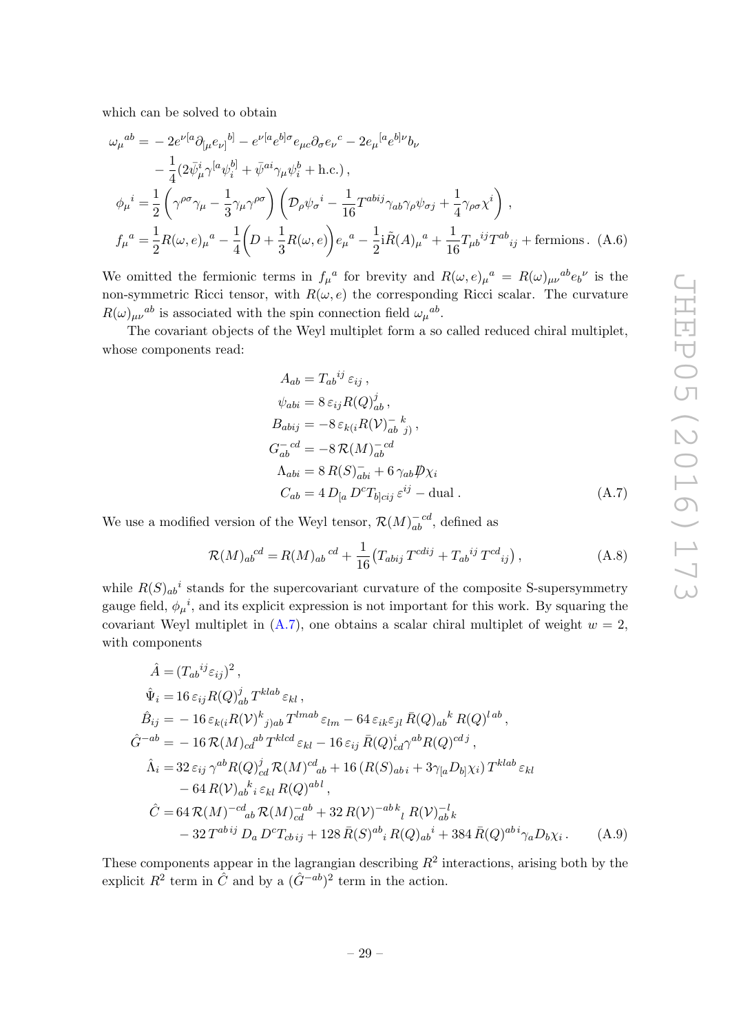which can be solved to obtain

$$
\begin{aligned}
\omega_\mu{}^{ab} =& -2e^{\nu[a}\partial_{[\mu}e_{\nu]}{}^{b]} - e^{\nu[a}e^{b]\sigma}e_{\mu c}\partial_\sigma e_\nu{}^c - 2e_\mu{}^{[a}e^{b]\nu}b_\nu \\
& - \frac{1}{4}(2\bar{\psi}_\mu^i\gamma^{[a}\psi_i^{b]} + \bar{\psi}^{ai}\gamma_\mu\psi_i^b + \text{h.c.})\,, \\
\phi_\mu{}^i =& \frac{1}{2}\left(\gamma^{\rho\sigma}\gamma_\mu - \frac{1}{3}\gamma_\mu\gamma^{\rho\sigma}\right)\left(\mathcal{D}_\rho\psi_\sigma{}^i - \frac{1}{16}T^{abij}\gamma_{ab}\gamma_\rho\psi_{\sigma j} + \frac{1}{4}\gamma_{\rho\sigma}\chi^i\right)\,, \\
f_\mu{}^a =& \frac{1}{2}R(\omega,e)_\mu{}^a - \frac{1}{4}\left(D + \frac{1}{3}R(\omega,e)\right)e_\mu{}^a - \frac{1}{2}\mathrm{i}\tilde{R}(A)_\mu{}^a + \frac{1}{16}T_{\mu b}{}^{ij}T^{ab}{}_{ij} + \text{fermions}\,. \quad \text{(A.6)}
\end{aligned}
$$

We omitted the fermionic terms in $f_\mu{}^a$ for brevity and $R(\omega,e)_\mu{}^a = R(\omega)_{\mu\nu}{}^{ab}e_b{}^\nu$ is the non-symmetric Ricci tensor, with $R(\omega,e)$ the corresponding Ricci scalar. The curvature $R(\omega)_{\mu\nu}{}^{ab}$ is associated with the spin connection field $\omega_\mu{}^{ab}$.

The covariant objects of the Weyl multiplet form a so called reduced chiral multiplet, whose components read:

$$
\begin{aligned}
A_{ab} &= T_{ab}{}^{ij}\,\varepsilon_{ij}\,, \\
\psi_{abi} &= 8\,\varepsilon_{ij}R(Q)^j_{ab}\,, \\
B_{abij} &= -8\,\varepsilon_{k(i}R(\mathcal{V})^-_{ab}{}^k{}_{j)}\,, \\
G^-_{ab}{}^{cd} &= -8\,\mathcal{R}(M)^-_{ab}{}^{cd} \\
\Lambda_{abi} &= 8\,R(S)^-_{abi} + 6\,\gamma_{ab}\not{D}\chi_i \\
C_{ab} &= 4\,D_{[a}\,D^cT_{b]cij}\,\varepsilon^{ij} - \text{dual}\,. \qquad \text{(A.7)}
\end{aligned}
$$

We use a modified version of the Weyl tensor, $\mathcal{R}(M)^{-cd}_{ab}$, defined as

$$
\mathcal{R}(M)_{ab}{}^{cd} = R(M)_{ab}{}^{cd} + \frac{1}{16}\big(T_{abij}\,T^{cdij} + T_{ab}{}^{ij}\,T^{cd}{}_{ij}\big)\,, \qquad \text{(A.8)}
$$

while $R(S)_{ab}{}^i$ stands for the supercovariant curvature of the composite S-supersymmetry gauge field, $\phi_\mu{}^i$, and its explicit expression is not important for this work. By squaring the covariant Weyl multiplet in (A.7), one obtains a scalar chiral multiplet of weight $w = 2$, with components

$$
\begin{aligned}
\hat{A} =& (T_{ab}{}^{ij}\varepsilon_{ij})^2\,, \\
\hat{\Psi}_i =& 16\,\varepsilon_{ij}R(Q)^j_{ab}\,T^{klab}\,\varepsilon_{kl}\,, \\
\hat{B}_{ij} =& -16\,\varepsilon_{k(i}R(\mathcal{V})^k{}_{j)ab}\,T^{lmab}\,\varepsilon_{lm} - 64\,\varepsilon_{ik}\varepsilon_{jl}\,\bar{R}(Q)_{ab}{}^k\,R(Q)^{l\,ab}\,, \\
\hat{G}^{-ab} =& -16\,\mathcal{R}(M)_{cd}{}^{ab}\,T^{klcd}\,\varepsilon_{kl} - 16\,\varepsilon_{ij}\,\bar{R}(Q)^i_{cd}\gamma^{ab}R(Q)^{cd\,j}\,, \\
\hat{\Lambda}_i =& 32\,\varepsilon_{ij}\,\gamma^{ab}R(Q)^j_{cd}\,\mathcal{R}(M)^{cd}{}_{ab} + 16\,(R(S)_{ab\,i} + 3\gamma_{[a}D_{b]}\chi_i)\,T^{klab}\,\varepsilon_{kl} \\
& - 64\,R(\mathcal{V})_{ab}{}^k{}_i\,\varepsilon_{kl}\,R(Q)^{ab\,l}\,, \\
\hat{C} =& 64\,\mathcal{R}(M)^{-cd}{}_{ab}\,\mathcal{R}(M)^{-ab}_{cd} + 32\,R(\mathcal{V})^{-ab\,k}{}_l\,R(\mathcal{V})^{-l}_{ab\,k} \\
& - 32\,T^{ab\,ij}\,D_a\,D^cT_{cb\,ij} + 128\,\bar{R}(S)^{ab}{}_i\,R(Q)_{ab}{}^i + 384\,\bar{R}(Q)^{ab\,i}\gamma_aD_b\chi_i\,. \qquad \text{(A.9)}
\end{aligned}
$$

These components appear in the lagrangian describing $R^2$ interactions, arising both by the explicit $R^2$ term in $\hat{C}$ and by a $(\hat{G}^{-ab})^2$ term in the action.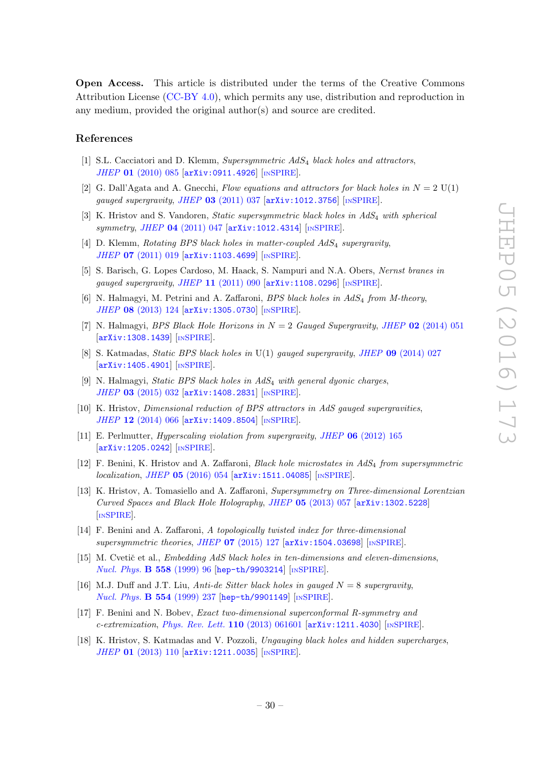**Open Access.** This article is distributed under the terms of the Creative Commons Attribution License (CC-BY 4.0), which permits any use, distribution and reproduction in any medium, provided the original author(s) and source are credited.

## References

[1] S.L. Cacciatori and D. Klemm, *Supersymmetric $AdS_4$ black holes and attractors*, *JHEP* **01** (2010) 085 [arXiv:0911.4926] [INSPIRE].

[2] G. Dall'Agata and A. Gnecchi, *Flow equations and attractors for black holes in $N = 2$ U(1) gauged supergravity*, *JHEP* **03** (2011) 037 [arXiv:1012.3756] [INSPIRE].

[3] K. Hristov and S. Vandoren, *Static supersymmetric black holes in $AdS_4$ with spherical symmetry*, *JHEP* **04** (2011) 047 [arXiv:1012.4314] [INSPIRE].

[4] D. Klemm, *Rotating BPS black holes in matter-coupled $AdS_4$ supergravity*, *JHEP* **07** (2011) 019 [arXiv:1103.4699] [INSPIRE].

[5] S. Barisch, G. Lopes Cardoso, M. Haack, S. Nampuri and N.A. Obers, *Nernst branes in gauged supergravity*, *JHEP* **11** (2011) 090 [arXiv:1108.0296] [INSPIRE].

[6] N. Halmagyi, M. Petrini and A. Zaffaroni, *BPS black holes in $AdS_4$ from M-theory*, *JHEP* **08** (2013) 124 [arXiv:1305.0730] [INSPIRE].

[7] N. Halmagyi, *BPS Black Hole Horizons in $N = 2$ Gauged Supergravity*, *JHEP* **02** (2014) 051 [arXiv:1308.1439] [INSPIRE].

[8] S. Katmadas, *Static BPS black holes in* U(1) *gauged supergravity*, *JHEP* **09** (2014) 027 [arXiv:1405.4901] [INSPIRE].

[9] N. Halmagyi, *Static BPS black holes in $AdS_4$ with general dyonic charges*, *JHEP* **03** (2015) 032 [arXiv:1408.2831] [INSPIRE].

[10] K. Hristov, *Dimensional reduction of BPS attractors in AdS gauged supergravities*, *JHEP* **12** (2014) 066 [arXiv:1409.8504] [INSPIRE].

[11] E. Perlmutter, *Hyperscaling violation from supergravity*, *JHEP* **06** (2012) 165 [arXiv:1205.0242] [INSPIRE].

[12] F. Benini, K. Hristov and A. Zaffaroni, *Black hole microstates in $AdS_4$ from supersymmetric localization*, *JHEP* **05** (2016) 054 [arXiv:1511.04085] [INSPIRE].

[13] K. Hristov, A. Tomasiello and A. Zaffaroni, *Supersymmetry on Three-dimensional Lorentzian Curved Spaces and Black Hole Holography*, *JHEP* **05** (2013) 057 [arXiv:1302.5228] [INSPIRE].

[14] F. Benini and A. Zaffaroni, *A topologically twisted index for three-dimensional supersymmetric theories*, *JHEP* **07** (2015) 127 [arXiv:1504.03698] [INSPIRE].

[15] M. Cvetič et al., *Embedding AdS black holes in ten-dimensions and eleven-dimensions*, *Nucl. Phys.* **B 558** (1999) 96 [hep-th/9903214] [INSPIRE].

[16] M.J. Duff and J.T. Liu, *Anti-de Sitter black holes in gauged $N = 8$ supergravity*, *Nucl. Phys.* **B 554** (1999) 237 [hep-th/9901149] [INSPIRE].

[17] F. Benini and N. Bobev, *Exact two-dimensional superconformal R-symmetry and c-extremization*, *Phys. Rev. Lett.* **110** (2013) 061601 [arXiv:1211.4030] [INSPIRE].

[18] K. Hristov, S. Katmadas and V. Pozzoli, *Ungauging black holes and hidden supercharges*, *JHEP* **01** (2013) 110 [arXiv:1211.0035] [INSPIRE].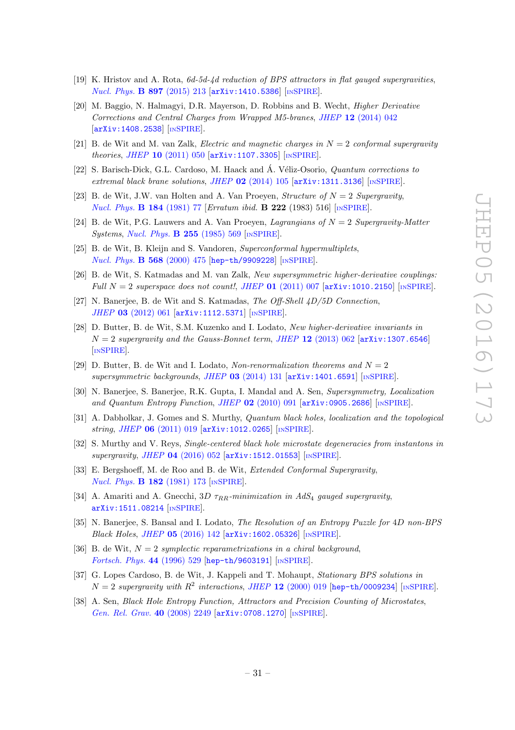[19] K. Hristov and A. Rota, *6d-5d-4d reduction of BPS attractors in flat gauged supergravities*, *Nucl. Phys.* **B 897** (2015) 213 [arXiv:1410.5386] [INSPIRE].

[20] M. Baggio, N. Halmagyi, D.R. Mayerson, D. Robbins and B. Wecht, *Higher Derivative Corrections and Central Charges from Wrapped M5-branes*, *JHEP* **12** (2014) 042 [arXiv:1408.2538] [INSPIRE].

[21] B. de Wit and M. van Zalk, *Electric and magnetic charges in $N = 2$ conformal supergravity theories*, *JHEP* **10** (2011) 050 [arXiv:1107.3305] [INSPIRE].

[22] S. Barisch-Dick, G.L. Cardoso, M. Haack and Á. Véliz-Osorio, *Quantum corrections to extremal black brane solutions*, *JHEP* **02** (2014) 105 [arXiv:1311.3136] [INSPIRE].

[23] B. de Wit, J.W. van Holten and A. Van Proeyen, *Structure of $N = 2$ Supergravity*, *Nucl. Phys.* **B 184** (1981) 77 [*Erratum ibid.* **B 222** (1983) 516] [INSPIRE].

[24] B. de Wit, P.G. Lauwers and A. Van Proeyen, *Lagrangians of $N = 2$ Supergravity-Matter Systems*, *Nucl. Phys.* **B 255** (1985) 569 [INSPIRE].

[25] B. de Wit, B. Kleijn and S. Vandoren, *Superconformal hypermultiplets*, *Nucl. Phys.* **B 568** (2000) 475 [hep-th/9909228] [INSPIRE].

[26] B. de Wit, S. Katmadas and M. van Zalk, *New supersymmetric higher-derivative couplings: Full $N = 2$ superspace does not count!*, *JHEP* **01** (2011) 007 [arXiv:1010.2150] [INSPIRE].

[27] N. Banerjee, B. de Wit and S. Katmadas, *The Off-Shell 4D/5D Connection*, *JHEP* **03** (2012) 061 [arXiv:1112.5371] [INSPIRE].

[28] D. Butter, B. de Wit, S.M. Kuzenko and I. Lodato, *New higher-derivative invariants in $N = 2$ supergravity and the Gauss-Bonnet term*, *JHEP* **12** (2013) 062 [arXiv:1307.6546] [INSPIRE].

[29] D. Butter, B. de Wit and I. Lodato, *Non-renormalization theorems and $N = 2$ supersymmetric backgrounds*, *JHEP* **03** (2014) 131 [arXiv:1401.6591] [INSPIRE].

[30] N. Banerjee, S. Banerjee, R.K. Gupta, I. Mandal and A. Sen, *Supersymmetry, Localization and Quantum Entropy Function*, *JHEP* **02** (2010) 091 [arXiv:0905.2686] [INSPIRE].

[31] A. Dabholkar, J. Gomes and S. Murthy, *Quantum black holes, localization and the topological string*, *JHEP* **06** (2011) 019 [arXiv:1012.0265] [INSPIRE].

[32] S. Murthy and V. Reys, *Single-centered black hole microstate degeneracies from instantons in supergravity*, *JHEP* **04** (2016) 052 [arXiv:1512.01553] [INSPIRE].

[33] E. Bergshoeff, M. de Roo and B. de Wit, *Extended Conformal Supergravity*, *Nucl. Phys.* **B 182** (1981) 173 [INSPIRE].

[34] A. Amariti and A. Gnecchi, *3D $\tau_{RR}$-minimization in $AdS_4$ gauged supergravity*, arXiv:1511.08214 [INSPIRE].

[35] N. Banerjee, S. Bansal and I. Lodato, *The Resolution of an Entropy Puzzle for 4D non-BPS Black Holes*, *JHEP* **05** (2016) 142 [arXiv:1602.05326] [INSPIRE].

[36] B. de Wit, *$N = 2$ symplectic reparametrizations in a chiral background*, *Fortsch. Phys.* **44** (1996) 529 [hep-th/9603191] [INSPIRE].

[37] G. Lopes Cardoso, B. de Wit, J. Kappeli and T. Mohaupt, *Stationary BPS solutions in $N = 2$ supergravity with $R^2$ interactions*, *JHEP* **12** (2000) 019 [hep-th/0009234] [INSPIRE].

[38] A. Sen, *Black Hole Entropy Function, Attractors and Precision Counting of Microstates*, *Gen. Rel. Grav.* **40** (2008) 2249 [arXiv:0708.1270] [INSPIRE].